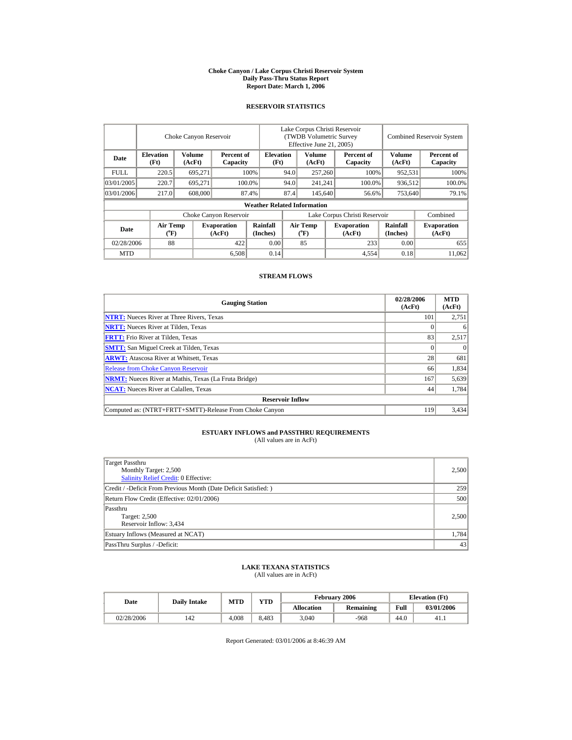# Choke Canyon / Lake Corpus Christi Reservoir System
## Daily Pass-Thru Status Report
### Report Date: March 1, 2006

## RESERVOIR STATISTICS

| Date | Choke Canyon Reservoir | | | Lake Corpus Christi Reservoir (TWDB Volumetric Survey Effective June 21, 2005) | | | Combined Reservoir System | |
|---|---|---|---|---|---|---|---|---|
| | Elevation (Ft) | Volume (AcFt) | Percent of Capacity | Elevation (Ft) | Volume (AcFt) | Percent of Capacity | Volume (AcFt) | Percent of Capacity |
| FULL | 220.5 | 695,271 | 100% | 94.0 | 257,260 | 100% | 952,531 | 100% |
| 03/01/2005 | 220.7 | 695,271 | 100.0% | 94.0 | 241,241 | 100.0% | 936,512 | 100.0% |
| 03/01/2006 | 217.0 | 608,000 | 87.4% | 87.4 | 145,640 | 56.6% | 753,640 | 79.1% |

**Weather Related Information**

| Date | Choke Canyon Reservoir | | | Lake Corpus Christi Reservoir | | | Combined |
|---|---|---|---|---|---|---|---|
| | Air Temp (°F) | Evaporation (AcFt) | Rainfall (Inches) | Air Temp (°F) | Evaporation (AcFt) | Rainfall (Inches) | Evaporation (AcFt) |
| 02/28/2006 | 88 | 422 | 0.00 | 85 | 233 | 0.00 | 655 |
| MTD | | 6,508 | 0.14 | | 4,554 | 0.18 | 11,062 |

## STREAM FLOWS

| Gauging Station | 02/28/2006 (AcFt) | MTD (AcFt) |
|---|---|---|
| NTRT: Nueces River at Three Rivers, Texas | 101 | 2,751 |
| NRTT: Nueces River at Tilden, Texas | 0 | 6 |
| FRTT: Frio River at Tilden, Texas | 83 | 2,517 |
| SMTT: San Miguel Creek at Tilden, Texas | 0 | 0 |
| ARWT: Atascosa River at Whitsett, Texas | 28 | 681 |
| Release from Choke Canyon Reservoir | 66 | 1,834 |
| NRMT: Nueces River at Mathis, Texas (La Fruta Bridge) | 167 | 5,639 |
| NCAT: Nueces River at Calallen, Texas | 44 | 1,784 |
| **Reservoir Inflow** | | |
| Computed as: (NTRT+FRTT+SMTT)-Release From Choke Canyon | 119 | 3,434 |

## ESTUARY INFLOWS and PASSTHRU REQUIREMENTS
(All values are in AcFt)

| | |
|---|---|
| Target Passthru<br>Monthly Target: 2,500<br>Salinity Relief Credit: 0 Effective: | 2,500 |
| Credit / -Deficit From Previous Month (Date Deficit Satisfied: ) | 259 |
| Return Flow Credit (Effective: 02/01/2006) | 500 |
| Passthru<br>Target: 2,500<br>Reservoir Inflow: 3,434 | 2,500 |
| Estuary Inflows (Measured at NCAT) | 1,784 |
| PassThru Surplus / -Deficit: | 43 |

## LAKE TEXANA STATISTICS
(All values are in AcFt)

| Date | Daily Intake | MTD | YTD | February 2006 | | Elevation (Ft) | |
|---|---|---|---|---|---|---|---|
| | | | | Allocation | Remaining | Full | 03/01/2006 |
| 02/28/2006 | 142 | 4,008 | 8,483 | 3,040 | -968 | 44.0 | 41.1 |

Report Generated: 03/01/2006 at 8:46:39 AM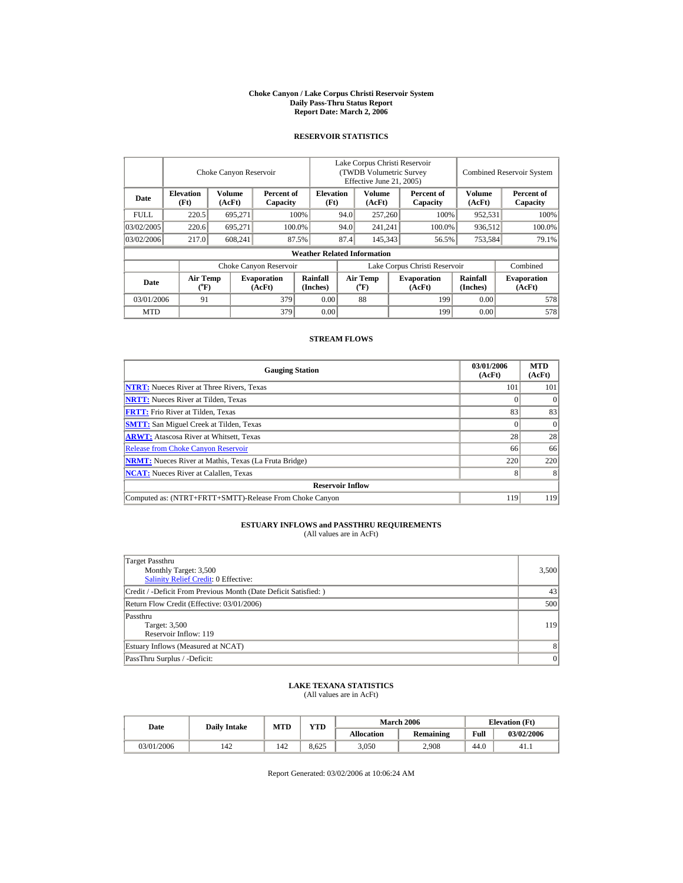# Choke Canyon / Lake Corpus Christi Reservoir System
## Daily Pass-Thru Status Report
## Report Date: March 2, 2006

### RESERVOIR STATISTICS

| | Choke Canyon Reservoir | | | Lake Corpus Christi Reservoir (TWDB Volumetric Survey Effective June 21, 2005) | | | Combined Reservoir System | |
|---|---|---|---|---|---|---|---|---|
| Date | Elevation (Ft) | Volume (AcFt) | Percent of Capacity | Elevation (Ft) | Volume (AcFt) | Percent of Capacity | Volume (AcFt) | Percent of Capacity |
| FULL | 220.5 | 695,271 | 100% | 94.0 | 257,260 | 100% | 952,531 | 100% |
| 03/02/2005 | 220.6 | 695,271 | 100.0% | 94.0 | 241,241 | 100.0% | 936,512 | 100.0% |
| 03/02/2006 | 217.0 | 608,241 | 87.5% | 87.4 | 145,343 | 56.5% | 753,584 | 79.1% |

**Weather Related Information**

| | Choke Canyon Reservoir | | | Lake Corpus Christi Reservoir | | | Combined |
|---|---|---|---|---|---|---|---|
| Date | Air Temp (°F) | Evaporation (AcFt) | Rainfall (Inches) | Air Temp (°F) | Evaporation (AcFt) | Rainfall (Inches) | Evaporation (AcFt) |
| 03/01/2006 | 91 | 379 | 0.00 | 88 | 199 | 0.00 | 578 |
| MTD | | 379 | 0.00 | | 199 | 0.00 | 578 |

### STREAM FLOWS

| Gauging Station | 03/01/2006 (AcFt) | MTD (AcFt) |
|---|---|---|
| NTRT: Nueces River at Three Rivers, Texas | 101 | 101 |
| NRTT: Nueces River at Tilden, Texas | 0 | 0 |
| FRTT: Frio River at Tilden, Texas | 83 | 83 |
| SMTT: San Miguel Creek at Tilden, Texas | 0 | 0 |
| ARWT: Atascosa River at Whitsett, Texas | 28 | 28 |
| Release from Choke Canyon Reservoir | 66 | 66 |
| NRMT: Nueces River at Mathis, Texas (La Fruta Bridge) | 220 | 220 |
| NCAT: Nueces River at Calallen, Texas | 8 | 8 |
| **Reservoir Inflow** | | |
| Computed as: (NTRT+FRTT+SMTT)-Release From Choke Canyon | 119 | 119 |

### ESTUARY INFLOWS and PASSTHRU REQUIREMENTS
(All values are in AcFt)

| | |
|---|---|
| Target Passthru<br>Monthly Target: 3,500<br>Salinity Relief Credit: 0 Effective: | 3,500 |
| Credit / -Deficit From Previous Month (Date Deficit Satisfied: ) | 43 |
| Return Flow Credit (Effective: 03/01/2006) | 500 |
| Passthru<br>Target: 3,500<br>Reservoir Inflow: 119 | 119 |
| Estuary Inflows (Measured at NCAT) | 8 |
| PassThru Surplus / -Deficit: | 0 |

### LAKE TEXANA STATISTICS
(All values are in AcFt)

| Date | Daily Intake | MTD | YTD | March 2006 | | Elevation (Ft) | |
|---|---|---|---|---|---|---|---|
| | | | | Allocation | Remaining | Full | 03/02/2006 |
| 03/01/2006 | 142 | 142 | 8,625 | 3,050 | 2,908 | 44.0 | 41.1 |

Report Generated: 03/02/2006 at 10:06:24 AM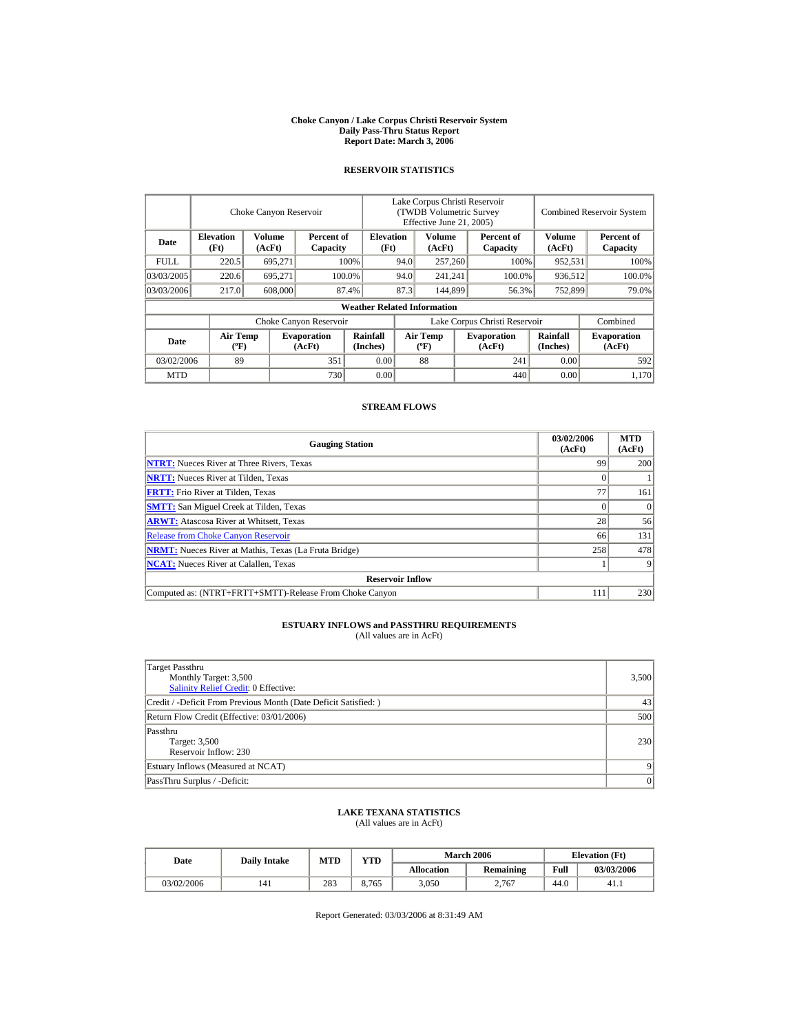# Choke Canyon / Lake Corpus Christi Reservoir System
# Daily Pass-Thru Status Report
# Report Date: March 3, 2006

## RESERVOIR STATISTICS

| Date | Choke Canyon Reservoir | | | Lake Corpus Christi Reservoir (TWDB Volumetric Survey Effective June 21, 2005) | | | Combined Reservoir System | |
|---|---|---|---|---|---|---|---|---|
| | Elevation (Ft) | Volume (AcFt) | Percent of Capacity | Elevation (Ft) | Volume (AcFt) | Percent of Capacity | Volume (AcFt) | Percent of Capacity |
| FULL | 220.5 | 695,271 | 100% | 94.0 | 257,260 | 100% | 952,531 | 100% |
| 03/03/2005 | 220.6 | 695,271 | 100.0% | 94.0 | 241,241 | 100.0% | 936,512 | 100.0% |
| 03/03/2006 | 217.0 | 608,000 | 87.4% | 87.3 | 144,899 | 56.3% | 752,899 | 79.0% |

**Weather Related Information**

| Date | Choke Canyon Reservoir | | | Lake Corpus Christi Reservoir | | | Combined |
|---|---|---|---|---|---|---|---|
| | Air Temp (ºF) | Evaporation (AcFt) | Rainfall (Inches) | Air Temp (ºF) | Evaporation (AcFt) | Rainfall (Inches) | Evaporation (AcFt) |
| 03/02/2006 | 89 | 351 | 0.00 | 88 | 241 | 0.00 | 592 |
| MTD | | 730 | 0.00 | | 440 | 0.00 | 1,170 |

## STREAM FLOWS

| Gauging Station | 03/02/2006 (AcFt) | MTD (AcFt) |
|---|---|---|
| **NTRT:** Nueces River at Three Rivers, Texas | 99 | 200 |
| **NRTT:** Nueces River at Tilden, Texas | 0 | 1 |
| **FRTT:** Frio River at Tilden, Texas | 77 | 161 |
| **SMTT:** San Miguel Creek at Tilden, Texas | 0 | 0 |
| **ARWT:** Atascosa River at Whitsett, Texas | 28 | 56 |
| Release from Choke Canyon Reservoir | 66 | 131 |
| **NRMT:** Nueces River at Mathis, Texas (La Fruta Bridge) | 258 | 478 |
| **NCAT:** Nueces River at Calallen, Texas | 1 | 9 |
| **Reservoir Inflow** | | |
| Computed as: (NTRT+FRTT+SMTT)-Release From Choke Canyon | 111 | 230 |

## ESTUARY INFLOWS and PASSTHRU REQUIREMENTS
(All values are in AcFt)

| | |
|---|---|
| Target Passthru<br>Monthly Target: 3,500<br>Salinity Relief Credit: 0 Effective: | 3,500 |
| Credit / -Deficit From Previous Month (Date Deficit Satisfied: ) | 43 |
| Return Flow Credit (Effective: 03/01/2006) | 500 |
| Passthru<br>Target: 3,500<br>Reservoir Inflow: 230 | 230 |
| Estuary Inflows (Measured at NCAT) | 9 |
| PassThru Surplus / -Deficit: | 0 |

## LAKE TEXANA STATISTICS
(All values are in AcFt)

| Date | Daily Intake | MTD | YTD | March 2006 | | Elevation (Ft) | |
|---|---|---|---|---|---|---|---|
| | | | | Allocation | Remaining | Full | 03/03/2006 |
| 03/02/2006 | 141 | 283 | 8,765 | 3,050 | 2,767 | 44.0 | 41.1 |

Report Generated: 03/03/2006 at 8:31:49 AM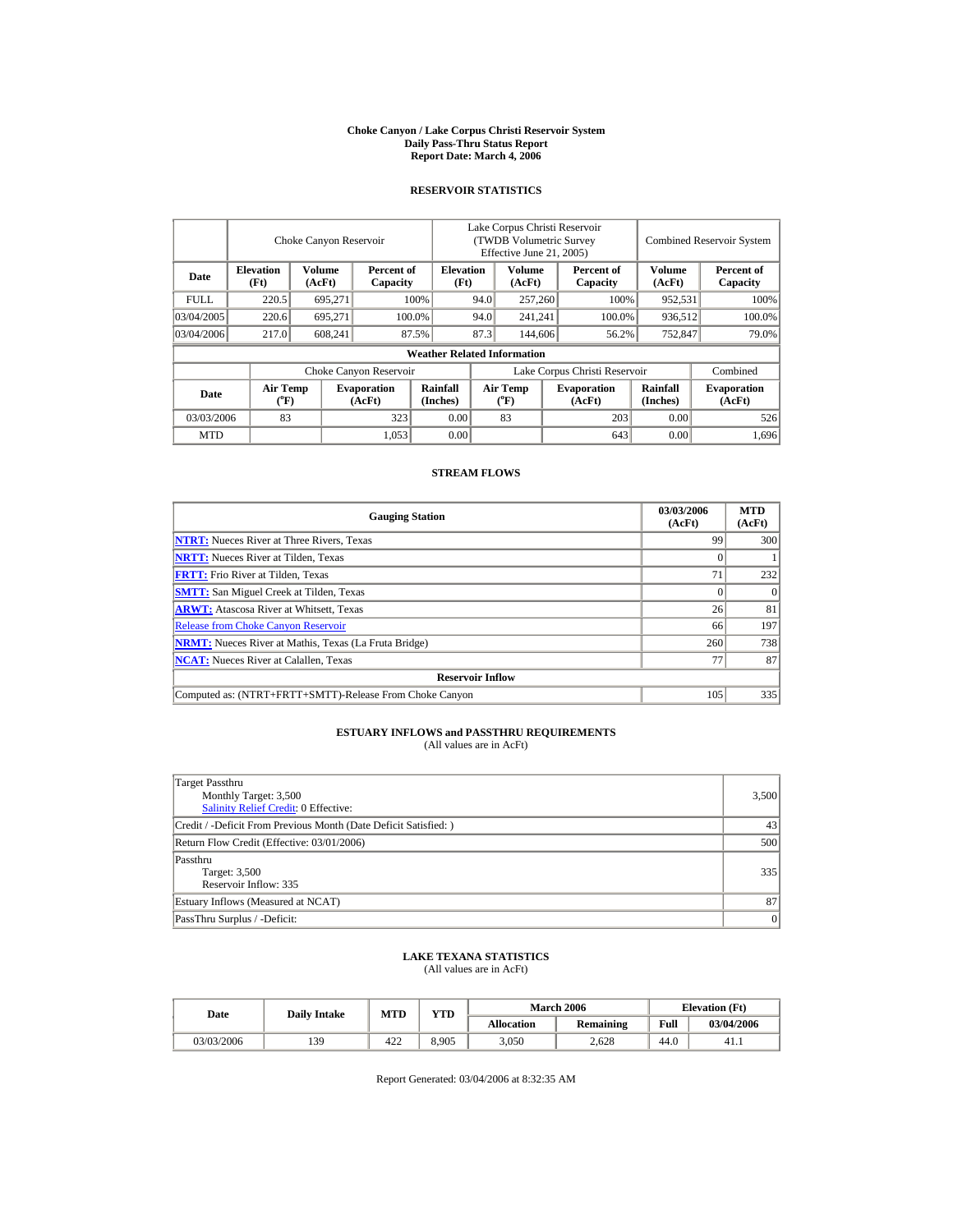# Choke Canyon / Lake Corpus Christi Reservoir System
## Daily Pass-Thru Status Report
### Report Date: March 4, 2006

## RESERVOIR STATISTICS

| Date | Choke Canyon Reservoir | | | Lake Corpus Christi Reservoir (TWDB Volumetric Survey Effective June 21, 2005) | | | Combined Reservoir System | |
|---|---|---|---|---|---|---|---|---|
| | Elevation (Ft) | Volume (AcFt) | Percent of Capacity | Elevation (Ft) | Volume (AcFt) | Percent of Capacity | Volume (AcFt) | Percent of Capacity |
| FULL | 220.5 | 695,271 | 100% | 94.0 | 257,260 | 100% | 952,531 | 100% |
| 03/04/2005 | 220.6 | 695,271 | 100.0% | 94.0 | 241,241 | 100.0% | 936,512 | 100.0% |
| 03/04/2006 | 217.0 | 608,241 | 87.5% | 87.3 | 144,606 | 56.2% | 752,847 | 79.0% |

**Weather Related Information**

| Date | Choke Canyon Reservoir | | | Lake Corpus Christi Reservoir | | | Combined |
|---|---|---|---|---|---|---|---|
| | Air Temp (°F) | Evaporation (AcFt) | Rainfall (Inches) | Air Temp (°F) | Evaporation (AcFt) | Rainfall (Inches) | Evaporation (AcFt) |
| 03/03/2006 | 83 | 323 | 0.00 | 83 | 203 | 0.00 | 526 |
| MTD | | 1,053 | 0.00 | | 643 | 0.00 | 1,696 |

## STREAM FLOWS

| Gauging Station | 03/03/2006 (AcFt) | MTD (AcFt) |
|---|---|---|
| NTRT: Nueces River at Three Rivers, Texas | 99 | 300 |
| NRTT: Nueces River at Tilden, Texas | 0 | 1 |
| FRTT: Frio River at Tilden, Texas | 71 | 232 |
| SMTT: San Miguel Creek at Tilden, Texas | 0 | 0 |
| ARWT: Atascosa River at Whitsett, Texas | 26 | 81 |
| Release from Choke Canyon Reservoir | 66 | 197 |
| NRMT: Nueces River at Mathis, Texas (La Fruta Bridge) | 260 | 738 |
| NCAT: Nueces River at Calallen, Texas | 77 | 87 |
| **Reservoir Inflow** | | |
| Computed as: (NTRT+FRTT+SMTT)-Release From Choke Canyon | 105 | 335 |

## ESTUARY INFLOWS and PASSTHRU REQUIREMENTS
(All values are in AcFt)

| Item | Value |
|---|---|
| Target Passthru<br>Monthly Target: 3,500<br>Salinity Relief Credit: 0 Effective: | 3,500 |
| Credit / -Deficit From Previous Month (Date Deficit Satisfied: ) | 43 |
| Return Flow Credit (Effective: 03/01/2006) | 500 |
| Passthru<br>Target: 3,500<br>Reservoir Inflow: 335 | 335 |
| Estuary Inflows (Measured at NCAT) | 87 |
| PassThru Surplus / -Deficit: | 0 |

## LAKE TEXANA STATISTICS
(All values are in AcFt)

| Date | Daily Intake | MTD | YTD | March 2006 | | Elevation (Ft) | |
|---|---|---|---|---|---|---|---|
| | | | | Allocation | Remaining | Full | 03/04/2006 |
| 03/03/2006 | 139 | 422 | 8,905 | 3,050 | 2,628 | 44.0 | 41.1 |

Report Generated: 03/04/2006 at 8:32:35 AM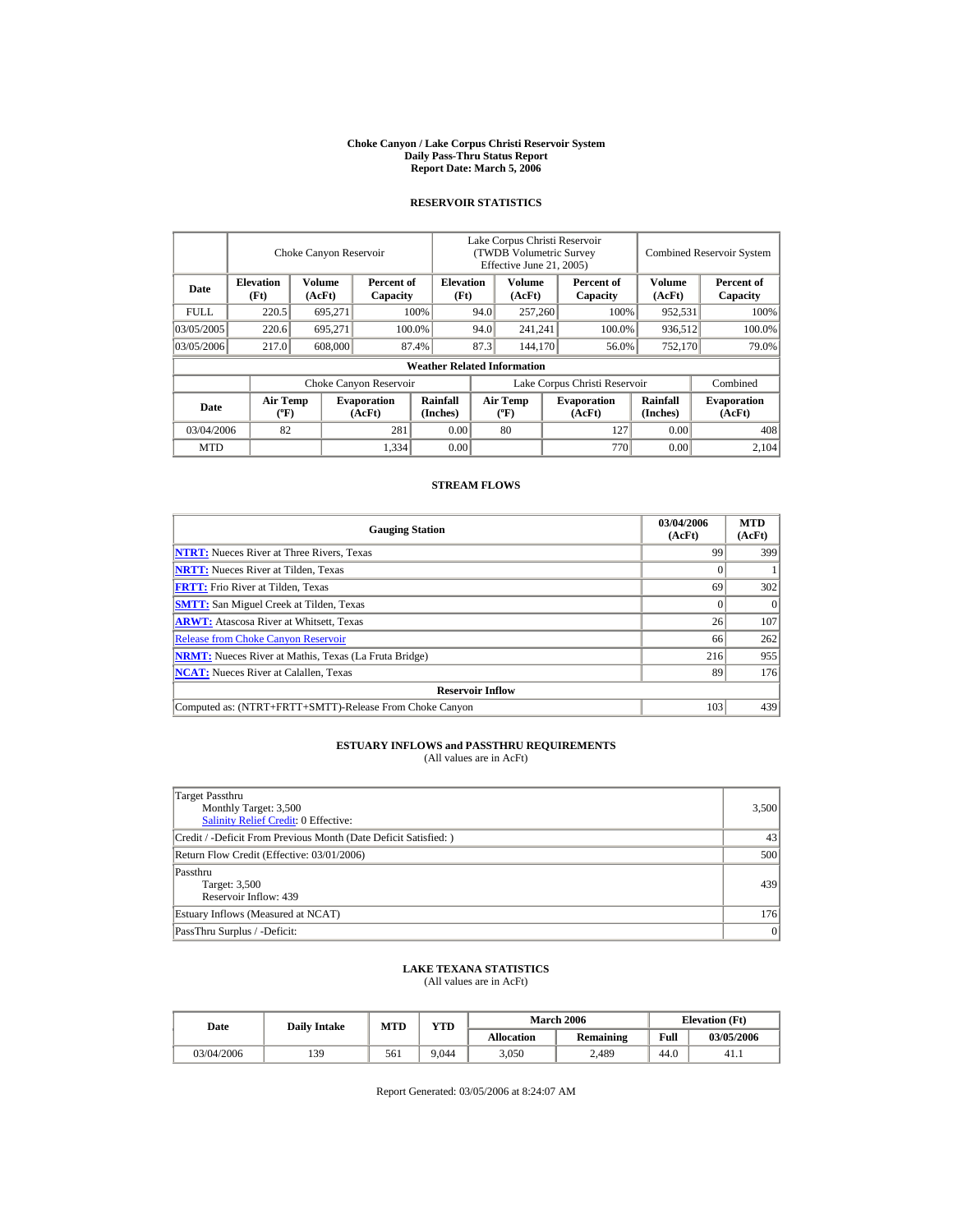# Choke Canyon / Lake Corpus Christi Reservoir System
## Daily Pass-Thru Status Report
### Report Date: March 5, 2006

## RESERVOIR STATISTICS

| Date | Choke Canyon Reservoir | | | Lake Corpus Christi Reservoir (TWDB Volumetric Survey Effective June 21, 2005) | | | Combined Reservoir System | |
|---|---|---|---|---|---|---|---|---|
| | Elevation (Ft) | Volume (AcFt) | Percent of Capacity | Elevation (Ft) | Volume (AcFt) | Percent of Capacity | Volume (AcFt) | Percent of Capacity |
| FULL | 220.5 | 695,271 | 100% | 94.0 | 257,260 | 100% | 952,531 | 100% |
| 03/05/2005 | 220.6 | 695,271 | 100.0% | 94.0 | 241,241 | 100.0% | 936,512 | 100.0% |
| 03/05/2006 | 217.0 | 608,000 | 87.4% | 87.3 | 144,170 | 56.0% | 752,170 | 79.0% |

**Weather Related Information**

| Date | Choke Canyon Reservoir | | | Lake Corpus Christi Reservoir | | | Combined |
|---|---|---|---|---|---|---|---|
| | Air Temp (ºF) | Evaporation (AcFt) | Rainfall (Inches) | Air Temp (ºF) | Evaporation (AcFt) | Rainfall (Inches) | Evaporation (AcFt) |
| 03/04/2006 | 82 | 281 | 0.00 | 80 | 127 | 0.00 | 408 |
| MTD | | 1,334 | 0.00 | | 770 | 0.00 | 2,104 |

## STREAM FLOWS

| Gauging Station | 03/04/2006 (AcFt) | MTD (AcFt) |
|---|---|---|
| NTRT: Nueces River at Three Rivers, Texas | 99 | 399 |
| NRTT: Nueces River at Tilden, Texas | 0 | 1 |
| FRTT: Frio River at Tilden, Texas | 69 | 302 |
| SMTT: San Miguel Creek at Tilden, Texas | 0 | 0 |
| ARWT: Atascosa River at Whitsett, Texas | 26 | 107 |
| Release from Choke Canyon Reservoir | 66 | 262 |
| NRMT: Nueces River at Mathis, Texas (La Fruta Bridge) | 216 | 955 |
| NCAT: Nueces River at Calallen, Texas | 89 | 176 |
| **Reservoir Inflow** | | |
| Computed as: (NTRT+FRTT+SMTT)-Release From Choke Canyon | 103 | 439 |

## ESTUARY INFLOWS and PASSTHRU REQUIREMENTS
(All values are in AcFt)

| | |
|---|---|
| Target Passthru<br>Monthly Target: 3,500<br>Salinity Relief Credit: 0 Effective: | 3,500 |
| Credit / -Deficit From Previous Month (Date Deficit Satisfied: ) | 43 |
| Return Flow Credit (Effective: 03/01/2006) | 500 |
| Passthru<br>Target: 3,500<br>Reservoir Inflow: 439 | 439 |
| Estuary Inflows (Measured at NCAT) | 176 |
| PassThru Surplus / -Deficit: | 0 |

## LAKE TEXANA STATISTICS
(All values are in AcFt)

| Date | Daily Intake | MTD | YTD | March 2006 | | Elevation (Ft) | |
|---|---|---|---|---|---|---|---|
| | | | | Allocation | Remaining | Full | 03/05/2006 |
| 03/04/2006 | 139 | 561 | 9,044 | 3,050 | 2,489 | 44.0 | 41.1 |

Report Generated: 03/05/2006 at 8:24:07 AM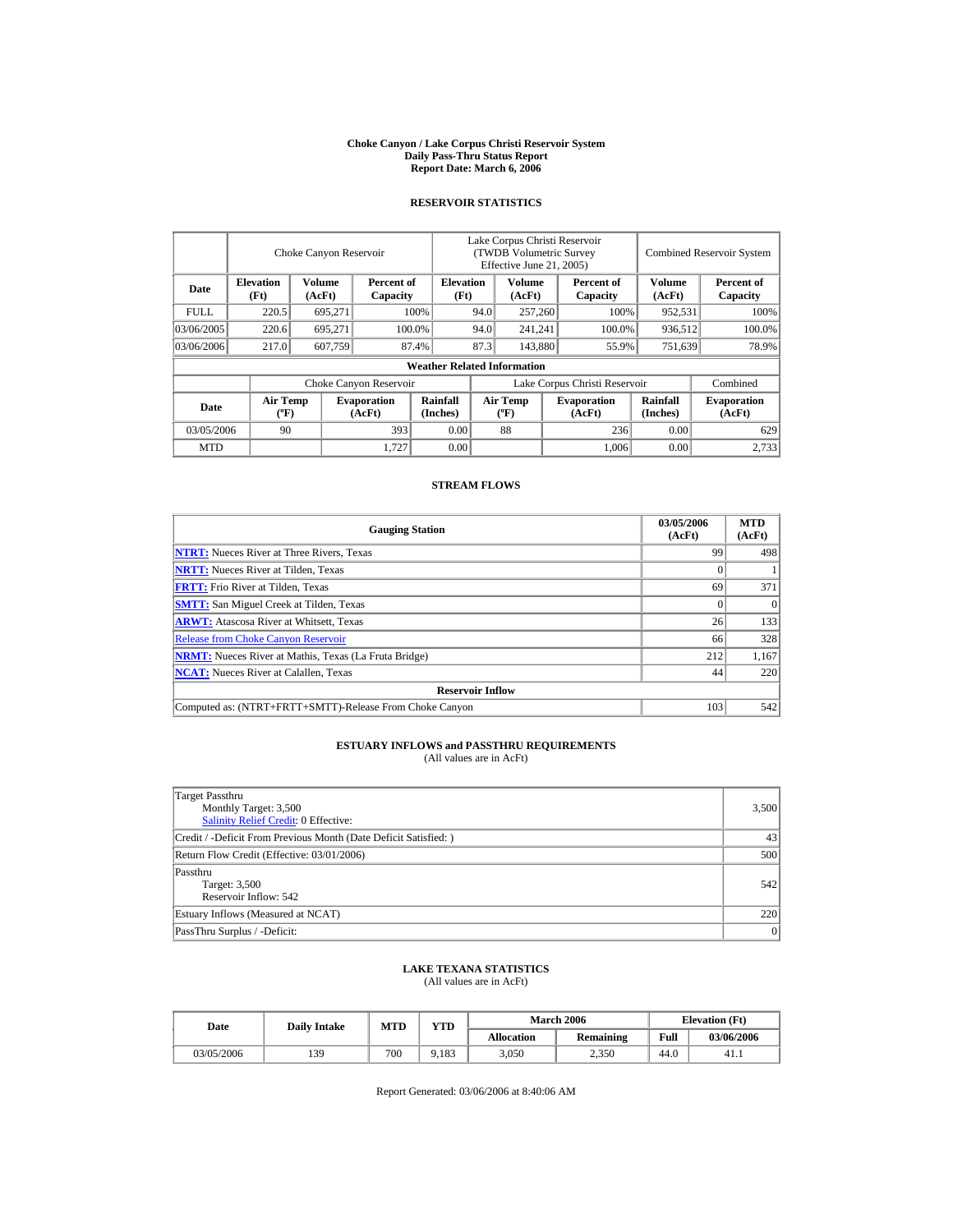# Choke Canyon / Lake Corpus Christi Reservoir System
## Daily Pass-Thru Status Report
### Report Date: March 6, 2006

## RESERVOIR STATISTICS

| Date | Choke Canyon Reservoir | | | Lake Corpus Christi Reservoir (TWDB Volumetric Survey Effective June 21, 2005) | | | Combined Reservoir System | |
|---|---|---|---|---|---|---|---|---|
| | Elevation (Ft) | Volume (AcFt) | Percent of Capacity | Elevation (Ft) | Volume (AcFt) | Percent of Capacity | Volume (AcFt) | Percent of Capacity |
| FULL | 220.5 | 695,271 | 100% | 94.0 | 257,260 | 100% | 952,531 | 100% |
| 03/06/2005 | 220.6 | 695,271 | 100.0% | 94.0 | 241,241 | 100.0% | 936,512 | 100.0% |
| 03/06/2006 | 217.0 | 607,759 | 87.4% | 87.3 | 143,880 | 55.9% | 751,639 | 78.9% |

**Weather Related Information**

| Date | Choke Canyon Reservoir | | | Lake Corpus Christi Reservoir | | | Combined |
|---|---|---|---|---|---|---|---|
| | Air Temp (ºF) | Evaporation (AcFt) | Rainfall (Inches) | Air Temp (ºF) | Evaporation (AcFt) | Rainfall (Inches) | Evaporation (AcFt) |
| 03/05/2006 | 90 | 393 | 0.00 | 88 | 236 | 0.00 | 629 |
| MTD | | 1,727 | 0.00 | | 1,006 | 0.00 | 2,733 |

## STREAM FLOWS

| Gauging Station | 03/05/2006 (AcFt) | MTD (AcFt) |
|---|---|---|
| NTRT: Nueces River at Three Rivers, Texas | 99 | 498 |
| NRTT: Nueces River at Tilden, Texas | 0 | 1 |
| FRTT: Frio River at Tilden, Texas | 69 | 371 |
| SMTT: San Miguel Creek at Tilden, Texas | 0 | 0 |
| ARWT: Atascosa River at Whitsett, Texas | 26 | 133 |
| Release from Choke Canyon Reservoir | 66 | 328 |
| NRMT: Nueces River at Mathis, Texas (La Fruta Bridge) | 212 | 1,167 |
| NCAT: Nueces River at Calallen, Texas | 44 | 220 |
| **Reservoir Inflow** | | |
| Computed as: (NTRT+FRTT+SMTT)-Release From Choke Canyon | 103 | 542 |

## ESTUARY INFLOWS and PASSTHRU REQUIREMENTS
(All values are in AcFt)

| | |
|---|---|
| Target Passthru<br>Monthly Target: 3,500<br>Salinity Relief Credit: 0 Effective: | 3,500 |
| Credit / -Deficit From Previous Month (Date Deficit Satisfied: ) | 43 |
| Return Flow Credit (Effective: 03/01/2006) | 500 |
| Passthru<br>Target: 3,500<br>Reservoir Inflow: 542 | 542 |
| Estuary Inflows (Measured at NCAT) | 220 |
| PassThru Surplus / -Deficit: | 0 |

## LAKE TEXANA STATISTICS
(All values are in AcFt)

| Date | Daily Intake | MTD | YTD | March 2006 | | Elevation (Ft) | |
|---|---|---|---|---|---|---|---|
| | | | | Allocation | Remaining | Full | 03/06/2006 |
| 03/05/2006 | 139 | 700 | 9,183 | 3,050 | 2,350 | 44.0 | 41.1 |

Report Generated: 03/06/2006 at 8:40:06 AM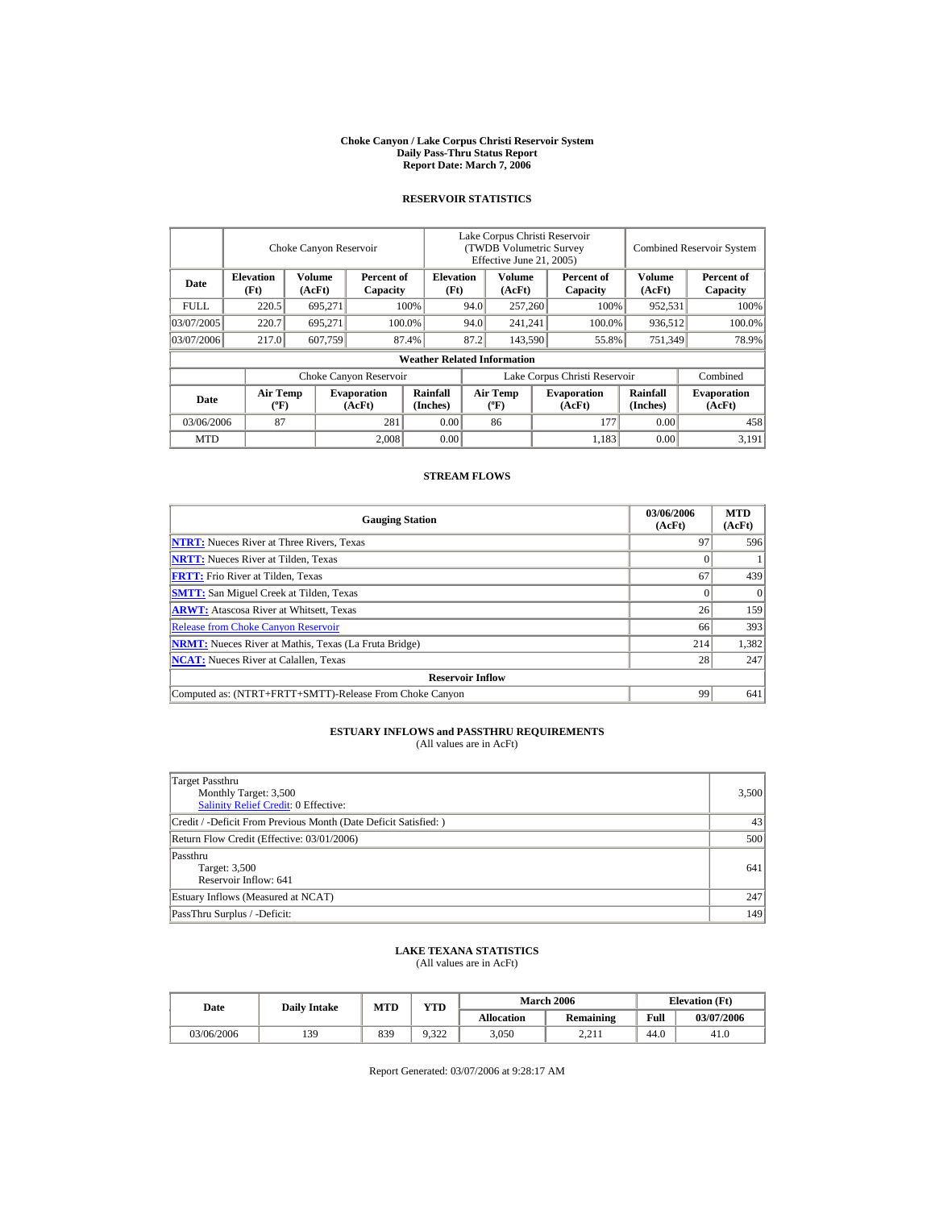# Choke Canyon / Lake Corpus Christi Reservoir System
## Daily Pass-Thru Status Report
### Report Date: March 7, 2006

## RESERVOIR STATISTICS

| Date | Choke Canyon Reservoir | | | Lake Corpus Christi Reservoir (TWDB Volumetric Survey Effective June 21, 2005) | | | Combined Reservoir System | |
|---|---|---|---|---|---|---|---|---|
| | Elevation (Ft) | Volume (AcFt) | Percent of Capacity | Elevation (Ft) | Volume (AcFt) | Percent of Capacity | Volume (AcFt) | Percent of Capacity |
| FULL | 220.5 | 695,271 | 100% | 94.0 | 257,260 | 100% | 952,531 | 100% |
| 03/07/2005 | 220.7 | 695,271 | 100.0% | 94.0 | 241,241 | 100.0% | 936,512 | 100.0% |
| 03/07/2006 | 217.0 | 607,759 | 87.4% | 87.2 | 143,590 | 55.8% | 751,349 | 78.9% |

**Weather Related Information**

| Date | Choke Canyon Reservoir | | | Lake Corpus Christi Reservoir | | | Combined |
|---|---|---|---|---|---|---|---|
| | Air Temp (ºF) | Evaporation (AcFt) | Rainfall (Inches) | Air Temp (ºF) | Evaporation (AcFt) | Rainfall (Inches) | Evaporation (AcFt) |
| 03/06/2006 | 87 | 281 | 0.00 | 86 | 177 | 0.00 | 458 |
| MTD | | 2,008 | 0.00 | | 1,183 | 0.00 | 3,191 |

## STREAM FLOWS

| Gauging Station | 03/06/2006 (AcFt) | MTD (AcFt) |
|---|---|---|
| NTRT: Nueces River at Three Rivers, Texas | 97 | 596 |
| NRTT: Nueces River at Tilden, Texas | 0 | 1 |
| FRTT: Frio River at Tilden, Texas | 67 | 439 |
| SMTT: San Miguel Creek at Tilden, Texas | 0 | 0 |
| ARWT: Atascosa River at Whitsett, Texas | 26 | 159 |
| Release from Choke Canyon Reservoir | 66 | 393 |
| NRMT: Nueces River at Mathis, Texas (La Fruta Bridge) | 214 | 1,382 |
| NCAT: Nueces River at Calallen, Texas | 28 | 247 |
| **Reservoir Inflow** | | |
| Computed as: (NTRT+FRTT+SMTT)-Release From Choke Canyon | 99 | 641 |

## ESTUARY INFLOWS and PASSTHRU REQUIREMENTS
(All values are in AcFt)

| | |
|---|---|
| Target Passthru<br>Monthly Target: 3,500<br>Salinity Relief Credit: 0 Effective: | 3,500 |
| Credit / -Deficit From Previous Month (Date Deficit Satisfied: ) | 43 |
| Return Flow Credit (Effective: 03/01/2006) | 500 |
| Passthru<br>Target: 3,500<br>Reservoir Inflow: 641 | 641 |
| Estuary Inflows (Measured at NCAT) | 247 |
| PassThru Surplus / -Deficit: | 149 |

## LAKE TEXANA STATISTICS
(All values are in AcFt)

| Date | Daily Intake | MTD | YTD | March 2006 | | Elevation (Ft) | |
|---|---|---|---|---|---|---|---|
| | | | | Allocation | Remaining | Full | 03/07/2006 |
| 03/06/2006 | 139 | 839 | 9,322 | 3,050 | 2,211 | 44.0 | 41.0 |

Report Generated: 03/07/2006 at 9:28:17 AM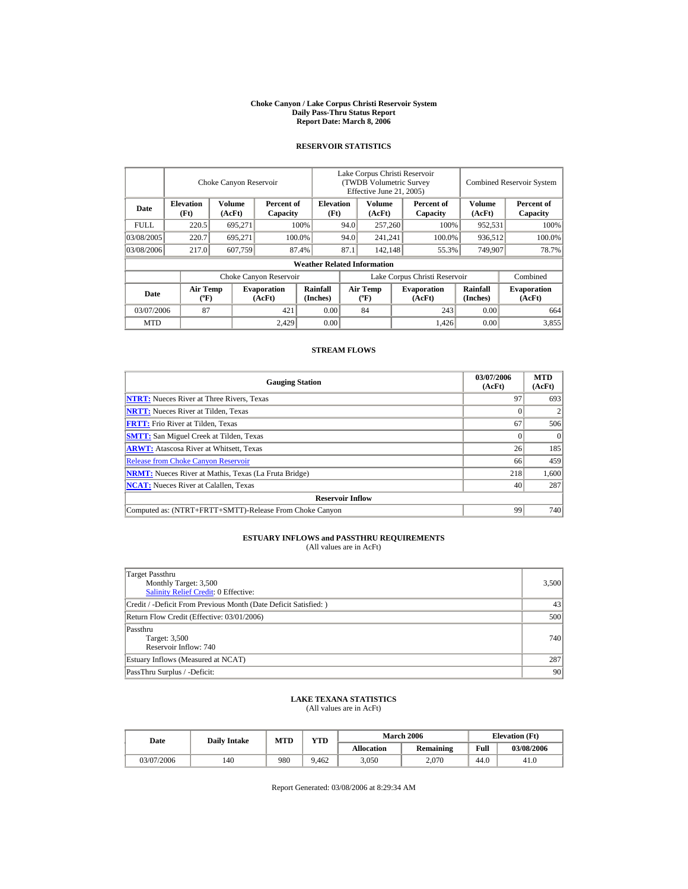# Choke Canyon / Lake Corpus Christi Reservoir System
## Daily Pass-Thru Status Report
### Report Date: March 8, 2006

## RESERVOIR STATISTICS

| Date | Choke Canyon Reservoir | | | Lake Corpus Christi Reservoir (TWDB Volumetric Survey Effective June 21, 2005) | | | Combined Reservoir System | |
|---|---|---|---|---|---|---|---|---|
| | Elevation (Ft) | Volume (AcFt) | Percent of Capacity | Elevation (Ft) | Volume (AcFt) | Percent of Capacity | Volume (AcFt) | Percent of Capacity |
| FULL | 220.5 | 695,271 | 100% | 94.0 | 257,260 | 100% | 952,531 | 100% |
| 03/08/2005 | 220.7 | 695,271 | 100.0% | 94.0 | 241,241 | 100.0% | 936,512 | 100.0% |
| 03/08/2006 | 217.0 | 607,759 | 87.4% | 87.1 | 142,148 | 55.3% | 749,907 | 78.7% |

**Weather Related Information**

| Date | Choke Canyon Reservoir | | | Lake Corpus Christi Reservoir | | | Combined |
|---|---|---|---|---|---|---|---|
| | Air Temp (ºF) | Evaporation (AcFt) | Rainfall (Inches) | Air Temp (ºF) | Evaporation (AcFt) | Rainfall (Inches) | Evaporation (AcFt) |
| 03/07/2006 | 87 | 421 | 0.00 | 84 | 243 | 0.00 | 664 |
| MTD | | 2,429 | 0.00 | | 1,426 | 0.00 | 3,855 |

## STREAM FLOWS

| Gauging Station | 03/07/2006 (AcFt) | MTD (AcFt) |
|---|---|---|
| NTRT: Nueces River at Three Rivers, Texas | 97 | 693 |
| NRTT: Nueces River at Tilden, Texas | 0 | 2 |
| FRTT: Frio River at Tilden, Texas | 67 | 506 |
| SMTT: San Miguel Creek at Tilden, Texas | 0 | 0 |
| ARWT: Atascosa River at Whitsett, Texas | 26 | 185 |
| Release from Choke Canyon Reservoir | 66 | 459 |
| NRMT: Nueces River at Mathis, Texas (La Fruta Bridge) | 218 | 1,600 |
| NCAT: Nueces River at Calallen, Texas | 40 | 287 |
| **Reservoir Inflow** | | |
| Computed as: (NTRT+FRTT+SMTT)-Release From Choke Canyon | 99 | 740 |

## ESTUARY INFLOWS and PASSTHRU REQUIREMENTS
(All values are in AcFt)

| | |
|---|---|
| Target Passthru<br>Monthly Target: 3,500<br>Salinity Relief Credit: 0 Effective: | 3,500 |
| Credit / -Deficit From Previous Month (Date Deficit Satisfied: ) | 43 |
| Return Flow Credit (Effective: 03/01/2006) | 500 |
| Passthru<br>Target: 3,500<br>Reservoir Inflow: 740 | 740 |
| Estuary Inflows (Measured at NCAT) | 287 |
| PassThru Surplus / -Deficit: | 90 |

## LAKE TEXANA STATISTICS
(All values are in AcFt)

| Date | Daily Intake | MTD | YTD | March 2006 | | Elevation (Ft) | |
|---|---|---|---|---|---|---|---|
| | | | | Allocation | Remaining | Full | 03/08/2006 |
| 03/07/2006 | 140 | 980 | 9,462 | 3,050 | 2,070 | 44.0 | 41.0 |

Report Generated: 03/08/2006 at 8:29:34 AM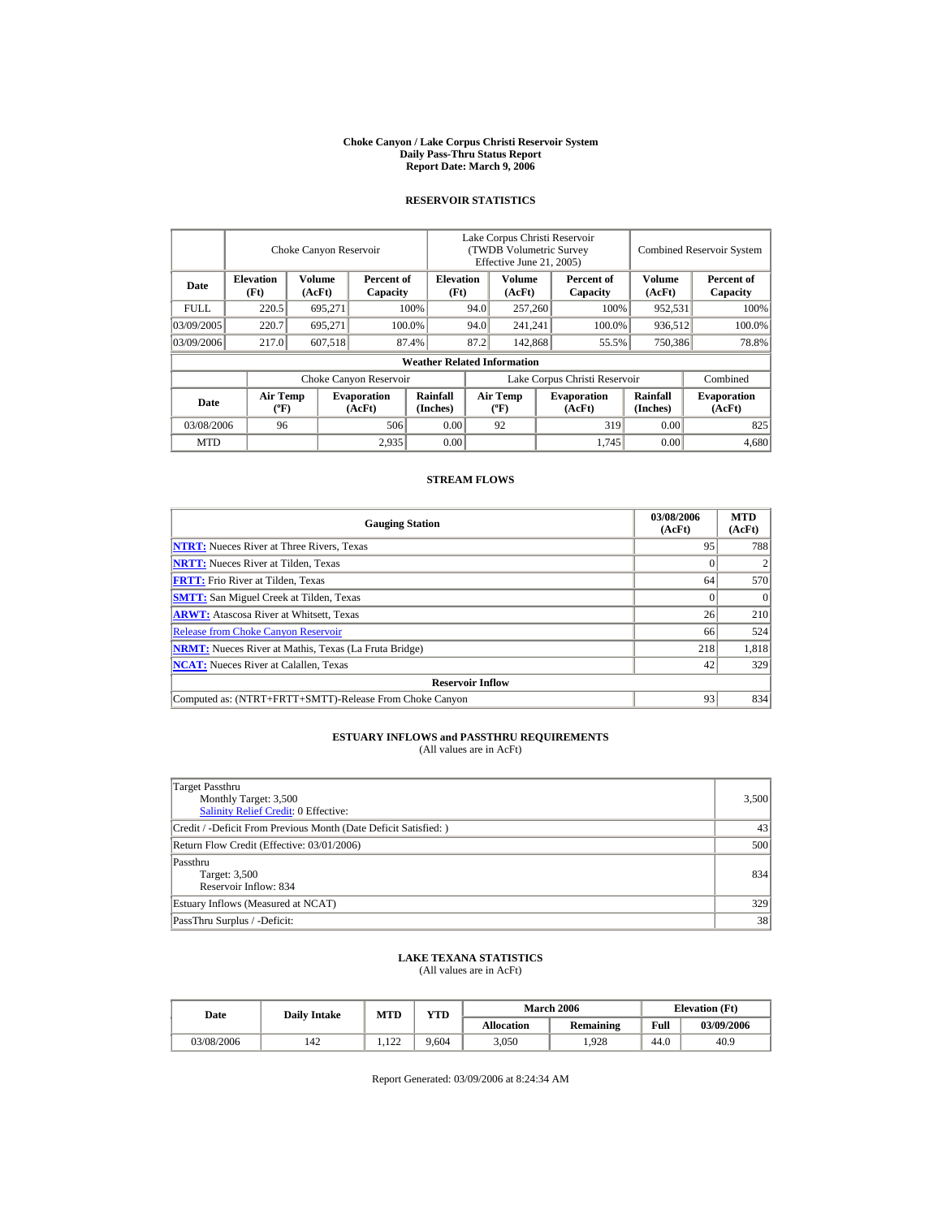# Choke Canyon / Lake Corpus Christi Reservoir System
## Daily Pass-Thru Status Report
### Report Date: March 9, 2006

## RESERVOIR STATISTICS

| | Choke Canyon Reservoir | | | Lake Corpus Christi Reservoir (TWDB Volumetric Survey Effective June 21, 2005) | | | Combined Reservoir System | |
|---|---|---|---|---|---|---|---|---|
| Date | Elevation (Ft) | Volume (AcFt) | Percent of Capacity | Elevation (Ft) | Volume (AcFt) | Percent of Capacity | Volume (AcFt) | Percent of Capacity |
| FULL | 220.5 | 695,271 | 100% | 94.0 | 257,260 | 100% | 952,531 | 100% |
| 03/09/2005 | 220.7 | 695,271 | 100.0% | 94.0 | 241,241 | 100.0% | 936,512 | 100.0% |
| 03/09/2006 | 217.0 | 607,518 | 87.4% | 87.2 | 142,868 | 55.5% | 750,386 | 78.8% |

**Weather Related Information**

| | Choke Canyon Reservoir | | | Lake Corpus Christi Reservoir | | | Combined |
|---|---|---|---|---|---|---|---|
| Date | Air Temp (ºF) | Evaporation (AcFt) | Rainfall (Inches) | Air Temp (ºF) | Evaporation (AcFt) | Rainfall (Inches) | Evaporation (AcFt) |
| 03/08/2006 | 96 | 506 | 0.00 | 92 | 319 | 0.00 | 825 |
| MTD | | 2,935 | 0.00 | | 1,745 | 0.00 | 4,680 |

## STREAM FLOWS

| Gauging Station | 03/08/2006 (AcFt) | MTD (AcFt) |
|---|---|---|
| **NTRT:** Nueces River at Three Rivers, Texas | 95 | 788 |
| **NRTT:** Nueces River at Tilden, Texas | 0 | 2 |
| **FRTT:** Frio River at Tilden, Texas | 64 | 570 |
| **SMTT:** San Miguel Creek at Tilden, Texas | 0 | 0 |
| **ARWT:** Atascosa River at Whitsett, Texas | 26 | 210 |
| Release from Choke Canyon Reservoir | 66 | 524 |
| **NRMT:** Nueces River at Mathis, Texas (La Fruta Bridge) | 218 | 1,818 |
| **NCAT:** Nueces River at Calallen, Texas | 42 | 329 |
| **Reservoir Inflow** | | |
| Computed as: (NTRT+FRTT+SMTT)-Release From Choke Canyon | 93 | 834 |

## ESTUARY INFLOWS and PASSTHRU REQUIREMENTS
(All values are in AcFt)

| | |
|---|---|
| Target Passthru<br>Monthly Target: 3,500<br>Salinity Relief Credit: 0 Effective: | 3,500 |
| Credit / -Deficit From Previous Month (Date Deficit Satisfied: ) | 43 |
| Return Flow Credit (Effective: 03/01/2006) | 500 |
| Passthru<br>Target: 3,500<br>Reservoir Inflow: 834 | 834 |
| Estuary Inflows (Measured at NCAT) | 329 |
| PassThru Surplus / -Deficit: | 38 |

## LAKE TEXANA STATISTICS
(All values are in AcFt)

| Date | Daily Intake | MTD | YTD | March 2006 | | Elevation (Ft) | |
|---|---|---|---|---|---|---|---|
| | | | | Allocation | Remaining | Full | 03/09/2006 |
| 03/08/2006 | 142 | 1,122 | 9,604 | 3,050 | 1,928 | 44.0 | 40.9 |

Report Generated: 03/09/2006 at 8:24:34 AM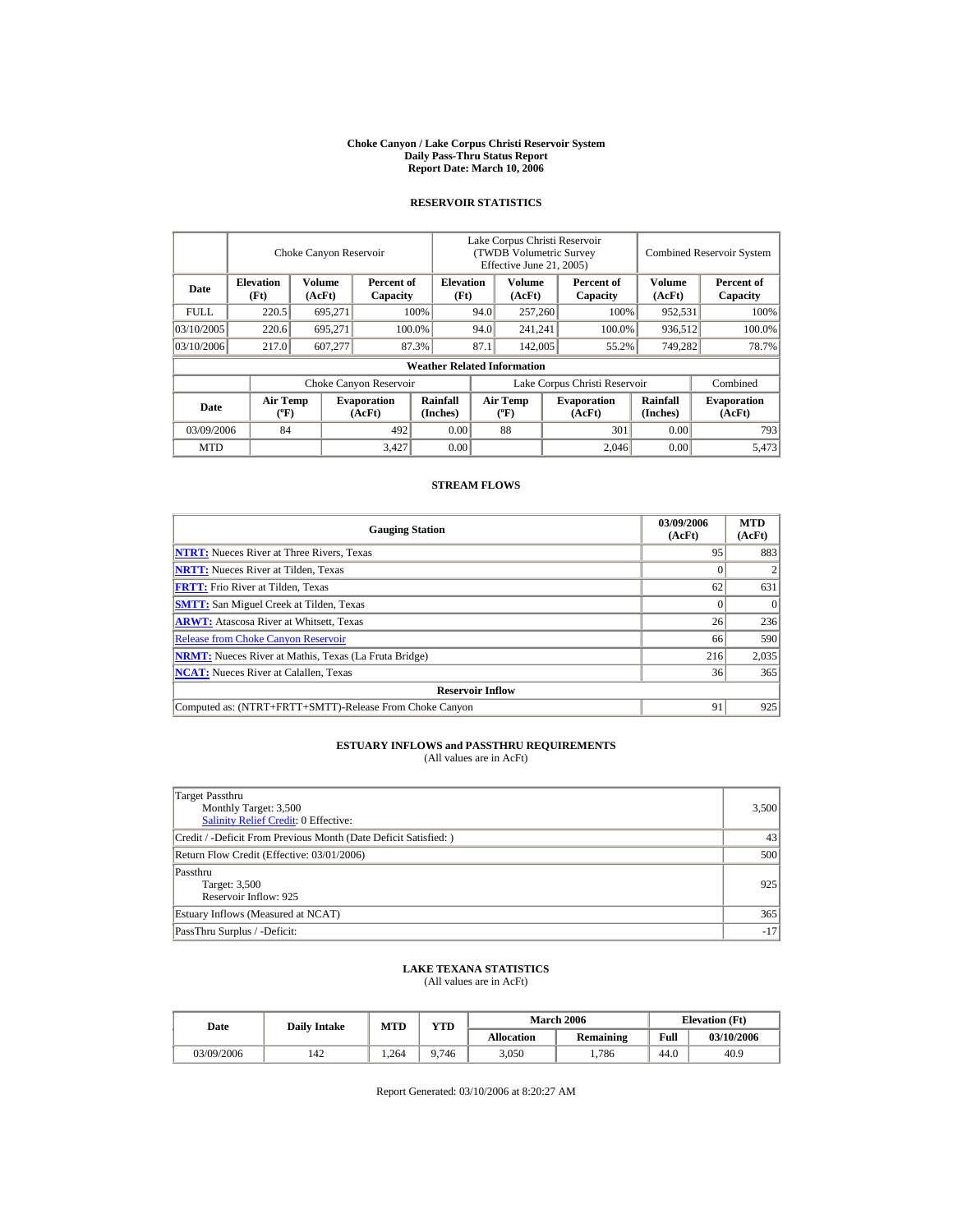# Choke Canyon / Lake Corpus Christi Reservoir System
## Daily Pass-Thru Status Report
### Report Date: March 10, 2006

## RESERVOIR STATISTICS

| Date | Choke Canyon Reservoir | | | Lake Corpus Christi Reservoir (TWDB Volumetric Survey Effective June 21, 2005) | | | Combined Reservoir System | |
|---|---|---|---|---|---|---|---|---|
| | Elevation (Ft) | Volume (AcFt) | Percent of Capacity | Elevation (Ft) | Volume (AcFt) | Percent of Capacity | Volume (AcFt) | Percent of Capacity |
| FULL | 220.5 | 695,271 | 100% | 94.0 | 257,260 | 100% | 952,531 | 100% |
| 03/10/2005 | 220.6 | 695,271 | 100.0% | 94.0 | 241,241 | 100.0% | 936,512 | 100.0% |
| 03/10/2006 | 217.0 | 607,277 | 87.3% | 87.1 | 142,005 | 55.2% | 749,282 | 78.7% |

**Weather Related Information**

| Date | Choke Canyon Reservoir | | | Lake Corpus Christi Reservoir | | | Combined |
|---|---|---|---|---|---|---|---|
| | Air Temp (ºF) | Evaporation (AcFt) | Rainfall (Inches) | Air Temp (ºF) | Evaporation (AcFt) | Rainfall (Inches) | Evaporation (AcFt) |
| 03/09/2006 | 84 | 492 | 0.00 | 88 | 301 | 0.00 | 793 |
| MTD | | 3,427 | 0.00 | | 2,046 | 0.00 | 5,473 |

## STREAM FLOWS

| Gauging Station | 03/09/2006 (AcFt) | MTD (AcFt) |
|---|---|---|
| NTRT: Nueces River at Three Rivers, Texas | 95 | 883 |
| NRTT: Nueces River at Tilden, Texas | 0 | 2 |
| FRTT: Frio River at Tilden, Texas | 62 | 631 |
| SMTT: San Miguel Creek at Tilden, Texas | 0 | 0 |
| ARWT: Atascosa River at Whitsett, Texas | 26 | 236 |
| Release from Choke Canyon Reservoir | 66 | 590 |
| NRMT: Nueces River at Mathis, Texas (La Fruta Bridge) | 216 | 2,035 |
| NCAT: Nueces River at Calallen, Texas | 36 | 365 |
| **Reservoir Inflow** | | |
| Computed as: (NTRT+FRTT+SMTT)-Release From Choke Canyon | 91 | 925 |

## ESTUARY INFLOWS and PASSTHRU REQUIREMENTS
(All values are in AcFt)

| | |
|---|---|
| Target Passthru<br>Monthly Target: 3,500<br>Salinity Relief Credit: 0 Effective: | 3,500 |
| Credit / -Deficit From Previous Month (Date Deficit Satisfied: ) | 43 |
| Return Flow Credit (Effective: 03/01/2006) | 500 |
| Passthru<br>Target: 3,500<br>Reservoir Inflow: 925 | 925 |
| Estuary Inflows (Measured at NCAT) | 365 |
| PassThru Surplus / -Deficit: | -17 |

## LAKE TEXANA STATISTICS
(All values are in AcFt)

| Date | Daily Intake | MTD | YTD | March 2006 | | Elevation (Ft) | |
|---|---|---|---|---|---|---|---|
| | | | | Allocation | Remaining | Full | 03/10/2006 |
| 03/09/2006 | 142 | 1,264 | 9,746 | 3,050 | 1,786 | 44.0 | 40.9 |

Report Generated: 03/10/2006 at 8:20:27 AM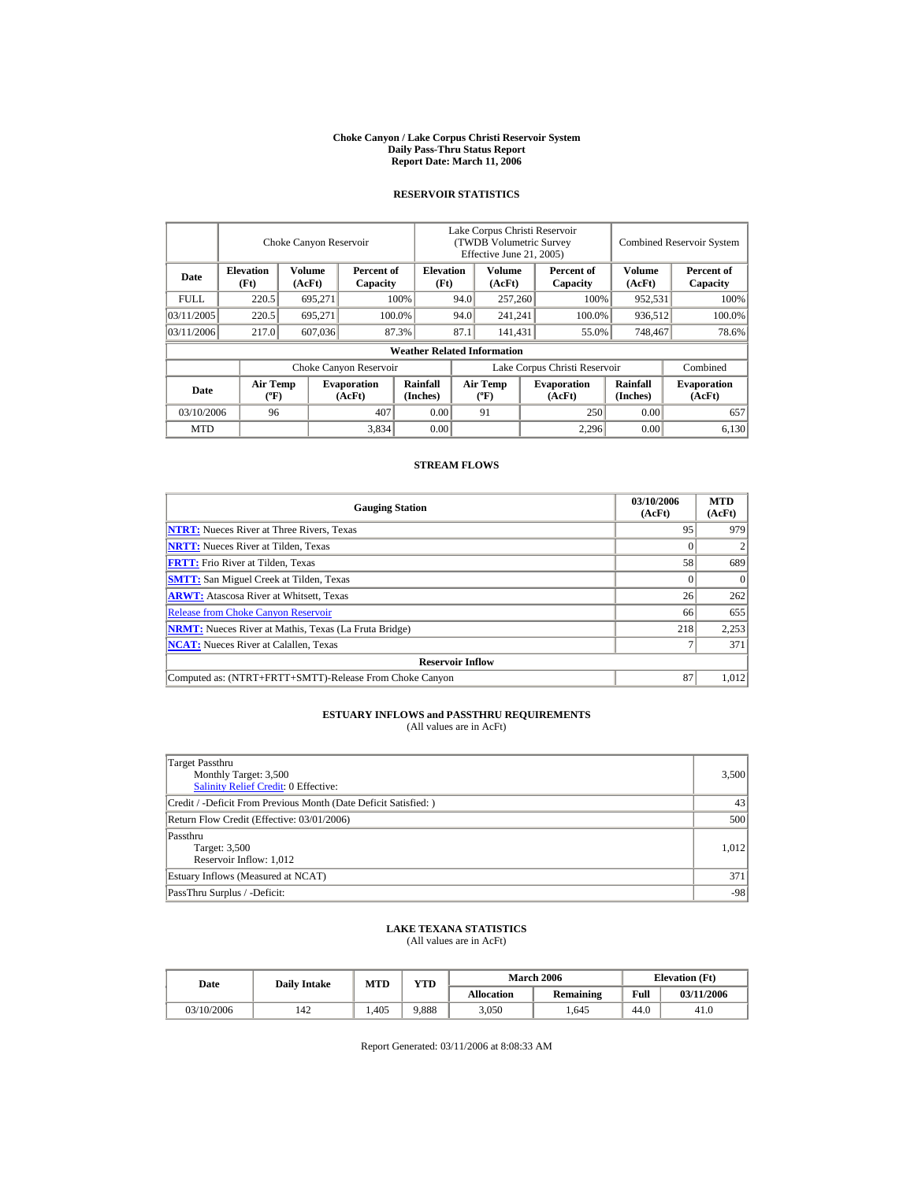# Choke Canyon / Lake Corpus Christi Reservoir System
## Daily Pass-Thru Status Report
### Report Date: March 11, 2006

## RESERVOIR STATISTICS

| Date | Choke Canyon Reservoir | | | Lake Corpus Christi Reservoir (TWDB Volumetric Survey Effective June 21, 2005) | | | Combined Reservoir System | |
|---|---|---|---|---|---|---|---|---|
| | Elevation (Ft) | Volume (AcFt) | Percent of Capacity | Elevation (Ft) | Volume (AcFt) | Percent of Capacity | Volume (AcFt) | Percent of Capacity |
| FULL | 220.5 | 695,271 | 100% | 94.0 | 257,260 | 100% | 952,531 | 100% |
| 03/11/2005 | 220.5 | 695,271 | 100.0% | 94.0 | 241,241 | 100.0% | 936,512 | 100.0% |
| 03/11/2006 | 217.0 | 607,036 | 87.3% | 87.1 | 141,431 | 55.0% | 748,467 | 78.6% |

**Weather Related Information**

| Date | Choke Canyon Reservoir | | | Lake Corpus Christi Reservoir | | | Combined |
|---|---|---|---|---|---|---|---|
| | Air Temp (ºF) | Evaporation (AcFt) | Rainfall (Inches) | Air Temp (ºF) | Evaporation (AcFt) | Rainfall (Inches) | Evaporation (AcFt) |
| 03/10/2006 | 96 | 407 | 0.00 | 91 | 250 | 0.00 | 657 |
| MTD | | 3,834 | 0.00 | | 2,296 | 0.00 | 6,130 |

## STREAM FLOWS

| Gauging Station | 03/10/2006 (AcFt) | MTD (AcFt) |
|---|---|---|
| NTRT: Nueces River at Three Rivers, Texas | 95 | 979 |
| NRTT: Nueces River at Tilden, Texas | 0 | 2 |
| FRTT: Frio River at Tilden, Texas | 58 | 689 |
| SMTT: San Miguel Creek at Tilden, Texas | 0 | 0 |
| ARWT: Atascosa River at Whitsett, Texas | 26 | 262 |
| Release from Choke Canyon Reservoir | 66 | 655 |
| NRMT: Nueces River at Mathis, Texas (La Fruta Bridge) | 218 | 2,253 |
| NCAT: Nueces River at Calallen, Texas | 7 | 371 |
| **Reservoir Inflow** | | |
| Computed as: (NTRT+FRTT+SMTT)-Release From Choke Canyon | 87 | 1,012 |

## ESTUARY INFLOWS and PASSTHRU REQUIREMENTS
(All values are in AcFt)

| | |
|---|---|
| Target Passthru<br>Monthly Target: 3,500<br>Salinity Relief Credit: 0 Effective: | 3,500 |
| Credit / -Deficit From Previous Month (Date Deficit Satisfied: ) | 43 |
| Return Flow Credit (Effective: 03/01/2006) | 500 |
| Passthru<br>Target: 3,500<br>Reservoir Inflow: 1,012 | 1,012 |
| Estuary Inflows (Measured at NCAT) | 371 |
| PassThru Surplus / -Deficit: | -98 |

## LAKE TEXANA STATISTICS
(All values are in AcFt)

| Date | Daily Intake | MTD | YTD | March 2006 | | Elevation (Ft) | |
|---|---|---|---|---|---|---|---|
| | | | | Allocation | Remaining | Full | 03/11/2006 |
| 03/10/2006 | 142 | 1,405 | 9,888 | 3,050 | 1,645 | 44.0 | 41.0 |

Report Generated: 03/11/2006 at 8:08:33 AM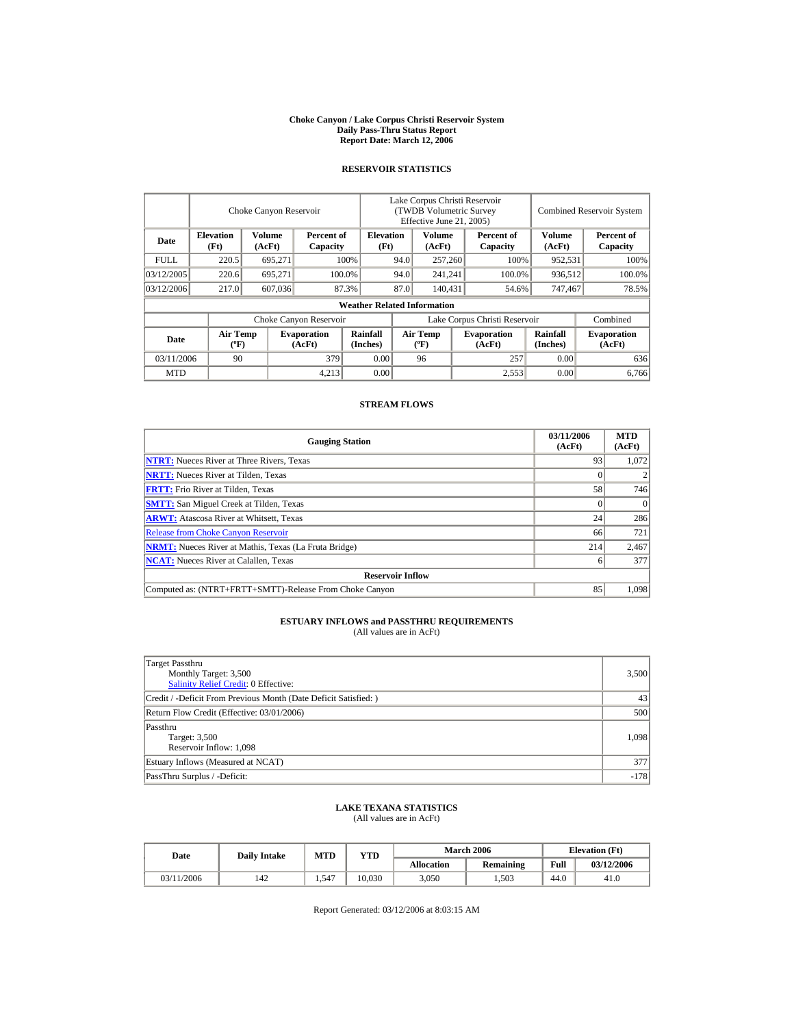# Choke Canyon / Lake Corpus Christi Reservoir System
## Daily Pass-Thru Status Report
## Report Date: March 12, 2006

### RESERVOIR STATISTICS

| Date | Choke Canyon Reservoir | | | Lake Corpus Christi Reservoir (TWDB Volumetric Survey Effective June 21, 2005) | | | Combined Reservoir System | |
|---|---|---|---|---|---|---|---|---|
| | Elevation (Ft) | Volume (AcFt) | Percent of Capacity | Elevation (Ft) | Volume (AcFt) | Percent of Capacity | Volume (AcFt) | Percent of Capacity |
| FULL | 220.5 | 695,271 | 100% | 94.0 | 257,260 | 100% | 952,531 | 100% |
| 03/12/2005 | 220.6 | 695,271 | 100.0% | 94.0 | 241,241 | 100.0% | 936,512 | 100.0% |
| 03/12/2006 | 217.0 | 607,036 | 87.3% | 87.0 | 140,431 | 54.6% | 747,467 | 78.5% |

**Weather Related Information**

| Date | Choke Canyon Reservoir | | | Lake Corpus Christi Reservoir | | | Combined |
|---|---|---|---|---|---|---|---|
| | Air Temp (ºF) | Evaporation (AcFt) | Rainfall (Inches) | Air Temp (ºF) | Evaporation (AcFt) | Rainfall (Inches) | Evaporation (AcFt) |
| 03/11/2006 | 90 | 379 | 0.00 | 96 | 257 | 0.00 | 636 |
| MTD | | 4,213 | 0.00 | | 2,553 | 0.00 | 6,766 |

### STREAM FLOWS

| Gauging Station | 03/11/2006 (AcFt) | MTD (AcFt) |
|---|---|---|
| NTRT: Nueces River at Three Rivers, Texas | 93 | 1,072 |
| NRTT: Nueces River at Tilden, Texas | 0 | 2 |
| FRTT: Frio River at Tilden, Texas | 58 | 746 |
| SMTT: San Miguel Creek at Tilden, Texas | 0 | 0 |
| ARWT: Atascosa River at Whitsett, Texas | 24 | 286 |
| Release from Choke Canyon Reservoir | 66 | 721 |
| NRMT: Nueces River at Mathis, Texas (La Fruta Bridge) | 214 | 2,467 |
| NCAT: Nueces River at Calallen, Texas | 6 | 377 |
| **Reservoir Inflow** | | |
| Computed as: (NTRT+FRTT+SMTT)-Release From Choke Canyon | 85 | 1,098 |

### ESTUARY INFLOWS and PASSTHRU REQUIREMENTS
(All values are in AcFt)

| | |
|---|---|
| Target Passthru<br>Monthly Target: 3,500<br>Salinity Relief Credit: 0 Effective: | 3,500 |
| Credit / -Deficit From Previous Month (Date Deficit Satisfied: ) | 43 |
| Return Flow Credit (Effective: 03/01/2006) | 500 |
| Passthru<br>Target: 3,500<br>Reservoir Inflow: 1,098 | 1,098 |
| Estuary Inflows (Measured at NCAT) | 377 |
| PassThru Surplus / -Deficit: | -178 |

### LAKE TEXANA STATISTICS
(All values are in AcFt)

| Date | Daily Intake | MTD | YTD | March 2006 | | Elevation (Ft) | |
|---|---|---|---|---|---|---|---|
| | | | | Allocation | Remaining | Full | 03/12/2006 |
| 03/11/2006 | 142 | 1,547 | 10,030 | 3,050 | 1,503 | 44.0 | 41.0 |

Report Generated: 03/12/2006 at 8:03:15 AM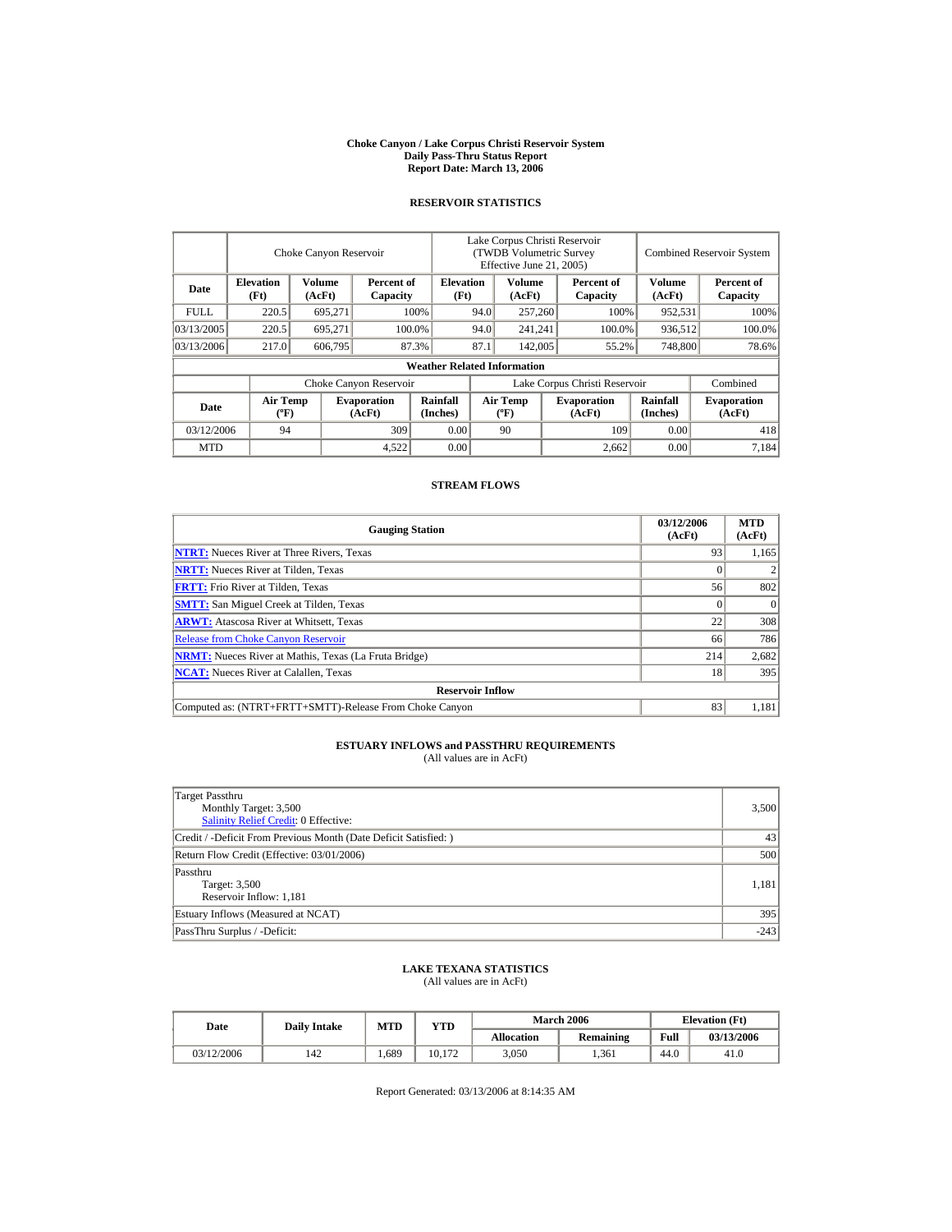# Choke Canyon / Lake Corpus Christi Reservoir System
## Daily Pass-Thru Status Report
### Report Date: March 13, 2006

## RESERVOIR STATISTICS

| Date | Choke Canyon Reservoir | | | Lake Corpus Christi Reservoir (TWDB Volumetric Survey Effective June 21, 2005) | | | Combined Reservoir System | |
|---|---|---|---|---|---|---|---|---|
| | Elevation (Ft) | Volume (AcFt) | Percent of Capacity | Elevation (Ft) | Volume (AcFt) | Percent of Capacity | Volume (AcFt) | Percent of Capacity |
| FULL | 220.5 | 695,271 | 100% | 94.0 | 257,260 | 100% | 952,531 | 100% |
| 03/13/2005 | 220.5 | 695,271 | 100.0% | 94.0 | 241,241 | 100.0% | 936,512 | 100.0% |
| 03/13/2006 | 217.0 | 606,795 | 87.3% | 87.1 | 142,005 | 55.2% | 748,800 | 78.6% |

**Weather Related Information**

| Date | Choke Canyon Reservoir | | | Lake Corpus Christi Reservoir | | | Combined |
|---|---|---|---|---|---|---|---|
| | Air Temp (ºF) | Evaporation (AcFt) | Rainfall (Inches) | Air Temp (ºF) | Evaporation (AcFt) | Rainfall (Inches) | Evaporation (AcFt) |
| 03/12/2006 | 94 | 309 | 0.00 | 90 | 109 | 0.00 | 418 |
| MTD | | 4,522 | 0.00 | | 2,662 | 0.00 | 7,184 |

## STREAM FLOWS

| Gauging Station | 03/12/2006 (AcFt) | MTD (AcFt) |
|---|---|---|
| NTRT: Nueces River at Three Rivers, Texas | 93 | 1,165 |
| NRTT: Nueces River at Tilden, Texas | 0 | 2 |
| FRTT: Frio River at Tilden, Texas | 56 | 802 |
| SMTT: San Miguel Creek at Tilden, Texas | 0 | 0 |
| ARWT: Atascosa River at Whitsett, Texas | 22 | 308 |
| Release from Choke Canyon Reservoir | 66 | 786 |
| NRMT: Nueces River at Mathis, Texas (La Fruta Bridge) | 214 | 2,682 |
| NCAT: Nueces River at Calallen, Texas | 18 | 395 |
| **Reservoir Inflow** | | |
| Computed as: (NTRT+FRTT+SMTT)-Release From Choke Canyon | 83 | 1,181 |

## ESTUARY INFLOWS and PASSTHRU REQUIREMENTS
(All values are in AcFt)

| Item | Value |
|---|---|
| Target Passthru<br>Monthly Target: 3,500<br>Salinity Relief Credit: 0 Effective: | 3,500 |
| Credit / -Deficit From Previous Month (Date Deficit Satisfied: ) | 43 |
| Return Flow Credit (Effective: 03/01/2006) | 500 |
| Passthru<br>Target: 3,500<br>Reservoir Inflow: 1,181 | 1,181 |
| Estuary Inflows (Measured at NCAT) | 395 |
| PassThru Surplus / -Deficit: | -243 |

## LAKE TEXANA STATISTICS
(All values are in AcFt)

| Date | Daily Intake | MTD | YTD | March 2006 | | Elevation (Ft) | |
|---|---|---|---|---|---|---|---|
| | | | | Allocation | Remaining | Full | 03/13/2006 |
| 03/12/2006 | 142 | 1,689 | 10,172 | 3,050 | 1,361 | 44.0 | 41.0 |

Report Generated: 03/13/2006 at 8:14:35 AM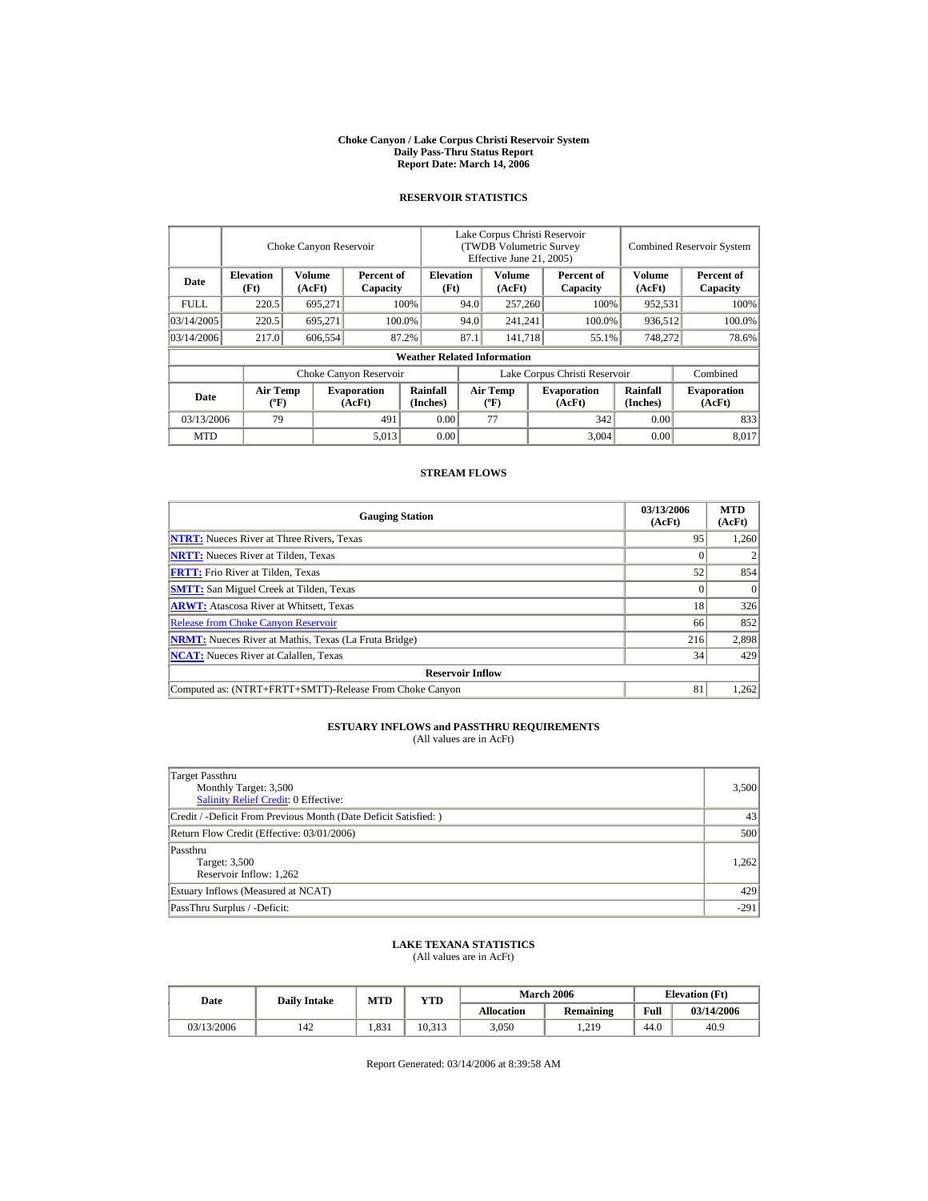# Choke Canyon / Lake Corpus Christi Reservoir System
## Daily Pass-Thru Status Report
## Report Date: March 14, 2006

### RESERVOIR STATISTICS

| Date | Choke Canyon Reservoir | | | Lake Corpus Christi Reservoir (TWDB Volumetric Survey Effective June 21, 2005) | | | Combined Reservoir System | |
|---|---|---|---|---|---|---|---|---|
| | Elevation (Ft) | Volume (AcFt) | Percent of Capacity | Elevation (Ft) | Volume (AcFt) | Percent of Capacity | Volume (AcFt) | Percent of Capacity |
| FULL | 220.5 | 695,271 | 100% | 94.0 | 257,260 | 100% | 952,531 | 100% |
| 03/14/2005 | 220.5 | 695,271 | 100.0% | 94.0 | 241,241 | 100.0% | 936,512 | 100.0% |
| 03/14/2006 | 217.0 | 606,554 | 87.2% | 87.1 | 141,718 | 55.1% | 748,272 | 78.6% |

**Weather Related Information**

| Date | Choke Canyon Reservoir | | | Lake Corpus Christi Reservoir | | | Combined |
|---|---|---|---|---|---|---|---|
| | Air Temp (ºF) | Evaporation (AcFt) | Rainfall (Inches) | Air Temp (ºF) | Evaporation (AcFt) | Rainfall (Inches) | Evaporation (AcFt) |
| 03/13/2006 | 79 | 491 | 0.00 | 77 | 342 | 0.00 | 833 |
| MTD | | 5,013 | 0.00 | | 3,004 | 0.00 | 8,017 |

### STREAM FLOWS

| Gauging Station | 03/13/2006 (AcFt) | MTD (AcFt) |
|---|---|---|
| **NTRT:** Nueces River at Three Rivers, Texas | 95 | 1,260 |
| **NRTT:** Nueces River at Tilden, Texas | 0 | 2 |
| **FRTT:** Frio River at Tilden, Texas | 52 | 854 |
| **SMTT:** San Miguel Creek at Tilden, Texas | 0 | 0 |
| **ARWT:** Atascosa River at Whitsett, Texas | 18 | 326 |
| Release from Choke Canyon Reservoir | 66 | 852 |
| **NRMT:** Nueces River at Mathis, Texas (La Fruta Bridge) | 216 | 2,898 |
| **NCAT:** Nueces River at Calallen, Texas | 34 | 429 |
| **Reservoir Inflow** | | |
| Computed as: (NTRT+FRTT+SMTT)-Release From Choke Canyon | 81 | 1,262 |

### ESTUARY INFLOWS and PASSTHRU REQUIREMENTS
(All values are in AcFt)

| | |
|---|---|
| Target Passthru<br>Monthly Target: 3,500<br>Salinity Relief Credit: 0 Effective: | 3,500 |
| Credit / -Deficit From Previous Month (Date Deficit Satisfied: ) | 43 |
| Return Flow Credit (Effective: 03/01/2006) | 500 |
| Passthru<br>Target: 3,500<br>Reservoir Inflow: 1,262 | 1,262 |
| Estuary Inflows (Measured at NCAT) | 429 |
| PassThru Surplus / -Deficit: | -291 |

### LAKE TEXANA STATISTICS
(All values are in AcFt)

| Date | Daily Intake | MTD | YTD | March 2006 | | Elevation (Ft) | |
|---|---|---|---|---|---|---|---|
| | | | | Allocation | Remaining | Full | 03/14/2006 |
| 03/13/2006 | 142 | 1,831 | 10,313 | 3,050 | 1,219 | 44.0 | 40.9 |

Report Generated: 03/14/2006 at 8:39:58 AM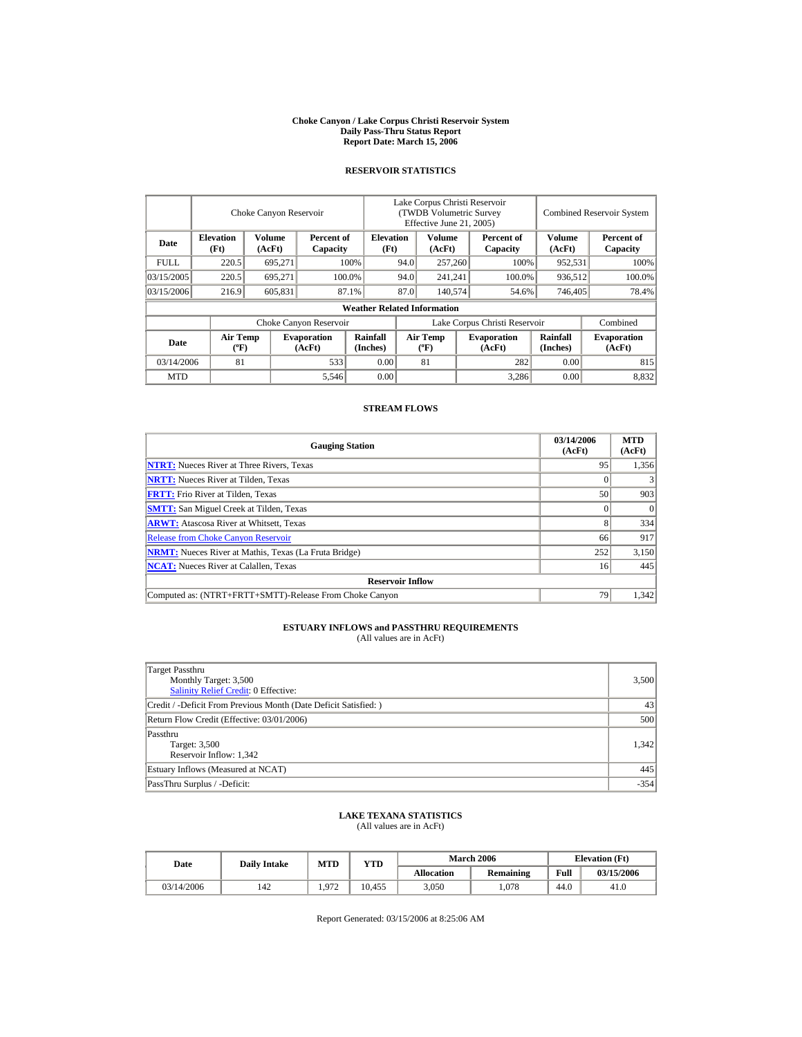# Choke Canyon / Lake Corpus Christi Reservoir System
## Daily Pass-Thru Status Report
### Report Date: March 15, 2006

## RESERVOIR STATISTICS

| Date | Choke Canyon Reservoir | | | Lake Corpus Christi Reservoir (TWDB Volumetric Survey Effective June 21, 2005) | | | Combined Reservoir System | |
|---|---|---|---|---|---|---|---|---|
| | Elevation (Ft) | Volume (AcFt) | Percent of Capacity | Elevation (Ft) | Volume (AcFt) | Percent of Capacity | Volume (AcFt) | Percent of Capacity |
| FULL | 220.5 | 695,271 | 100% | 94.0 | 257,260 | 100% | 952,531 | 100% |
| 03/15/2005 | 220.5 | 695,271 | 100.0% | 94.0 | 241,241 | 100.0% | 936,512 | 100.0% |
| 03/15/2006 | 216.9 | 605,831 | 87.1% | 87.0 | 140,574 | 54.6% | 746,405 | 78.4% |

**Weather Related Information**

| Date | Choke Canyon Reservoir | | | Lake Corpus Christi Reservoir | | | Combined |
|---|---|---|---|---|---|---|---|
| | Air Temp (ºF) | Evaporation (AcFt) | Rainfall (Inches) | Air Temp (ºF) | Evaporation (AcFt) | Rainfall (Inches) | Evaporation (AcFt) |
| 03/14/2006 | 81 | 533 | 0.00 | 81 | 282 | 0.00 | 815 |
| MTD | | 5,546 | 0.00 | | 3,286 | 0.00 | 8,832 |

## STREAM FLOWS

| Gauging Station | 03/14/2006 (AcFt) | MTD (AcFt) |
|---|---|---|
| NTRT: Nueces River at Three Rivers, Texas | 95 | 1,356 |
| NRTT: Nueces River at Tilden, Texas | 0 | 3 |
| FRTT: Frio River at Tilden, Texas | 50 | 903 |
| SMTT: San Miguel Creek at Tilden, Texas | 0 | 0 |
| ARWT: Atascosa River at Whitsett, Texas | 8 | 334 |
| Release from Choke Canyon Reservoir | 66 | 917 |
| NRMT: Nueces River at Mathis, Texas (La Fruta Bridge) | 252 | 3,150 |
| NCAT: Nueces River at Calallen, Texas | 16 | 445 |
| **Reservoir Inflow** | | |
| Computed as: (NTRT+FRTT+SMTT)-Release From Choke Canyon | 79 | 1,342 |

## ESTUARY INFLOWS and PASSTHRU REQUIREMENTS
(All values are in AcFt)

| Item | Value |
|---|---|
| Target Passthru<br>Monthly Target: 3,500<br>Salinity Relief Credit: 0 Effective: | 3,500 |
| Credit / -Deficit From Previous Month (Date Deficit Satisfied: ) | 43 |
| Return Flow Credit (Effective: 03/01/2006) | 500 |
| Passthru<br>Target: 3,500<br>Reservoir Inflow: 1,342 | 1,342 |
| Estuary Inflows (Measured at NCAT) | 445 |
| PassThru Surplus / -Deficit: | -354 |

## LAKE TEXANA STATISTICS
(All values are in AcFt)

| Date | Daily Intake | MTD | YTD | March 2006 | | Elevation (Ft) | |
|---|---|---|---|---|---|---|---|
| | | | | Allocation | Remaining | Full | 03/15/2006 |
| 03/14/2006 | 142 | 1,972 | 10,455 | 3,050 | 1,078 | 44.0 | 41.0 |

Report Generated: 03/15/2006 at 8:25:06 AM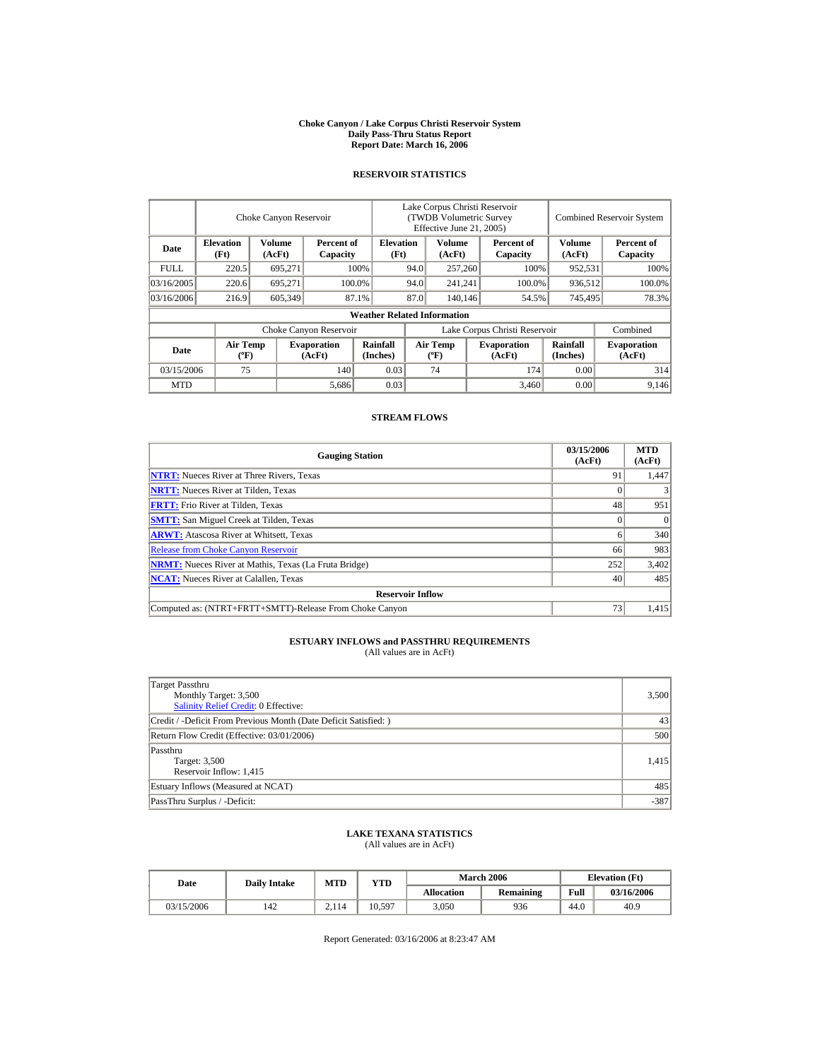# Choke Canyon / Lake Corpus Christi Reservoir System
## Daily Pass-Thru Status Report
### Report Date: March 16, 2006

## RESERVOIR STATISTICS

| | Choke Canyon Reservoir | | | Lake Corpus Christi Reservoir (TWDB Volumetric Survey Effective June 21, 2005) | | | Combined Reservoir System | |
|---|---|---|---|---|---|---|---|---|
| Date | Elevation (Ft) | Volume (AcFt) | Percent of Capacity | Elevation (Ft) | Volume (AcFt) | Percent of Capacity | Volume (AcFt) | Percent of Capacity |
| FULL | 220.5 | 695,271 | 100% | 94.0 | 257,260 | 100% | 952,531 | 100% |
| 03/16/2005 | 220.6 | 695,271 | 100.0% | 94.0 | 241,241 | 100.0% | 936,512 | 100.0% |
| 03/16/2006 | 216.9 | 605,349 | 87.1% | 87.0 | 140,146 | 54.5% | 745,495 | 78.3% |

**Weather Related Information**

| | Choke Canyon Reservoir | | | Lake Corpus Christi Reservoir | | | Combined |
|---|---|---|---|---|---|---|---|
| Date | Air Temp (ºF) | Evaporation (AcFt) | Rainfall (Inches) | Air Temp (ºF) | Evaporation (AcFt) | Rainfall (Inches) | Evaporation (AcFt) |
| 03/15/2006 | 75 | 140 | 0.03 | 74 | 174 | 0.00 | 314 |
| MTD | | 5,686 | 0.03 | | 3,460 | 0.00 | 9,146 |

## STREAM FLOWS

| Gauging Station | 03/15/2006 (AcFt) | MTD (AcFt) |
|---|---|---|
| NTRT: Nueces River at Three Rivers, Texas | 91 | 1,447 |
| NRTT: Nueces River at Tilden, Texas | 0 | 3 |
| FRTT: Frio River at Tilden, Texas | 48 | 951 |
| SMTT: San Miguel Creek at Tilden, Texas | 0 | 0 |
| ARWT: Atascosa River at Whitsett, Texas | 6 | 340 |
| Release from Choke Canyon Reservoir | 66 | 983 |
| NRMT: Nueces River at Mathis, Texas (La Fruta Bridge) | 252 | 3,402 |
| NCAT: Nueces River at Calallen, Texas | 40 | 485 |
| **Reservoir Inflow** | | |
| Computed as: (NTRT+FRTT+SMTT)-Release From Choke Canyon | 73 | 1,415 |

## ESTUARY INFLOWS and PASSTHRU REQUIREMENTS
(All values are in AcFt)

| | |
|---|---|
| Target Passthru<br>Monthly Target: 3,500<br>Salinity Relief Credit: 0 Effective: | 3,500 |
| Credit / -Deficit From Previous Month (Date Deficit Satisfied: ) | 43 |
| Return Flow Credit (Effective: 03/01/2006) | 500 |
| Passthru<br>Target: 3,500<br>Reservoir Inflow: 1,415 | 1,415 |
| Estuary Inflows (Measured at NCAT) | 485 |
| PassThru Surplus / -Deficit: | -387 |

## LAKE TEXANA STATISTICS
(All values are in AcFt)

| Date | Daily Intake | MTD | YTD | March 2006 | | Elevation (Ft) | |
|---|---|---|---|---|---|---|---|
| | | | | Allocation | Remaining | Full | 03/16/2006 |
| 03/15/2006 | 142 | 2,114 | 10,597 | 3,050 | 936 | 44.0 | 40.9 |

Report Generated: 03/16/2006 at 8:23:47 AM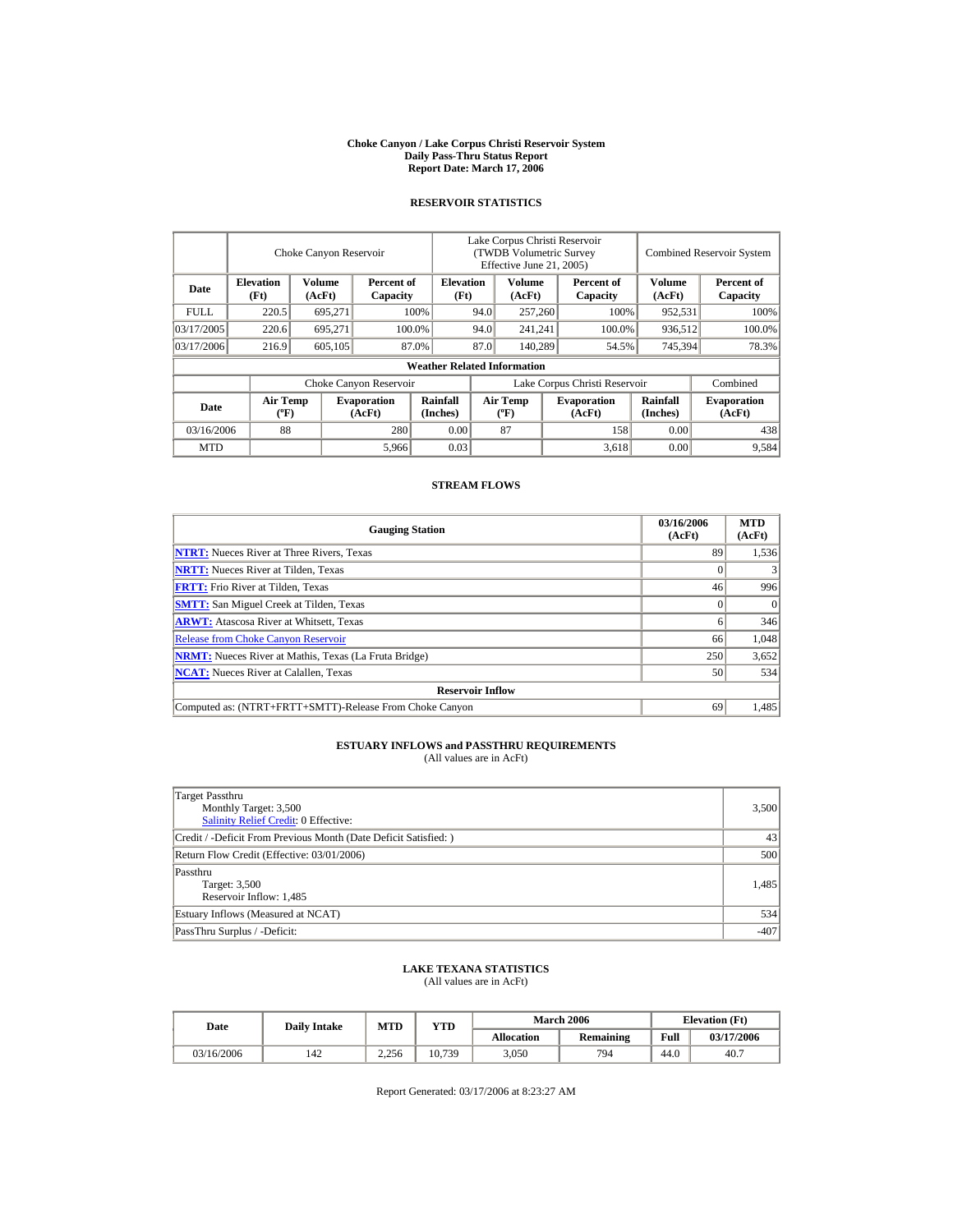# Choke Canyon / Lake Corpus Christi Reservoir System
## Daily Pass-Thru Status Report
## Report Date: March 17, 2006

### RESERVOIR STATISTICS

| | Choke Canyon Reservoir | | | Lake Corpus Christi Reservoir (TWDB Volumetric Survey Effective June 21, 2005) | | | Combined Reservoir System | |
|---|---|---|---|---|---|---|---|---|
| Date | Elevation (Ft) | Volume (AcFt) | Percent of Capacity | Elevation (Ft) | Volume (AcFt) | Percent of Capacity | Volume (AcFt) | Percent of Capacity |
| FULL | 220.5 | 695,271 | 100% | 94.0 | 257,260 | 100% | 952,531 | 100% |
| 03/17/2005 | 220.6 | 695,271 | 100.0% | 94.0 | 241,241 | 100.0% | 936,512 | 100.0% |
| 03/17/2006 | 216.9 | 605,105 | 87.0% | 87.0 | 140,289 | 54.5% | 745,394 | 78.3% |

**Weather Related Information**

| | Choke Canyon Reservoir | | | Lake Corpus Christi Reservoir | | | Combined |
|---|---|---|---|---|---|---|---|
| Date | Air Temp (ºF) | Evaporation (AcFt) | Rainfall (Inches) | Air Temp (ºF) | Evaporation (AcFt) | Rainfall (Inches) | Evaporation (AcFt) |
| 03/16/2006 | 88 | 280 | 0.00 | 87 | 158 | 0.00 | 438 |
| MTD | | 5,966 | 0.03 | | 3,618 | 0.00 | 9,584 |

### STREAM FLOWS

| Gauging Station | 03/16/2006 (AcFt) | MTD (AcFt) |
|---|---|---|
| NTRT: Nueces River at Three Rivers, Texas | 89 | 1,536 |
| NRTT: Nueces River at Tilden, Texas | 0 | 3 |
| FRTT: Frio River at Tilden, Texas | 46 | 996 |
| SMTT: San Miguel Creek at Tilden, Texas | 0 | 0 |
| ARWT: Atascosa River at Whitsett, Texas | 6 | 346 |
| Release from Choke Canyon Reservoir | 66 | 1,048 |
| NRMT: Nueces River at Mathis, Texas (La Fruta Bridge) | 250 | 3,652 |
| NCAT: Nueces River at Calallen, Texas | 50 | 534 |
| **Reservoir Inflow** | | |
| Computed as: (NTRT+FRTT+SMTT)-Release From Choke Canyon | 69 | 1,485 |

### ESTUARY INFLOWS and PASSTHRU REQUIREMENTS
(All values are in AcFt)

| | |
|---|---|
| Target Passthru<br>Monthly Target: 3,500<br>Salinity Relief Credit: 0 Effective: | 3,500 |
| Credit / -Deficit From Previous Month (Date Deficit Satisfied: ) | 43 |
| Return Flow Credit (Effective: 03/01/2006) | 500 |
| Passthru<br>Target: 3,500<br>Reservoir Inflow: 1,485 | 1,485 |
| Estuary Inflows (Measured at NCAT) | 534 |
| PassThru Surplus / -Deficit: | -407 |

### LAKE TEXANA STATISTICS
(All values are in AcFt)

| Date | Daily Intake | MTD | YTD | March 2006 | | Elevation (Ft) | |
|---|---|---|---|---|---|---|---|
| | | | | Allocation | Remaining | Full | 03/17/2006 |
| 03/16/2006 | 142 | 2,256 | 10,739 | 3,050 | 794 | 44.0 | 40.7 |

Report Generated: 03/17/2006 at 8:23:27 AM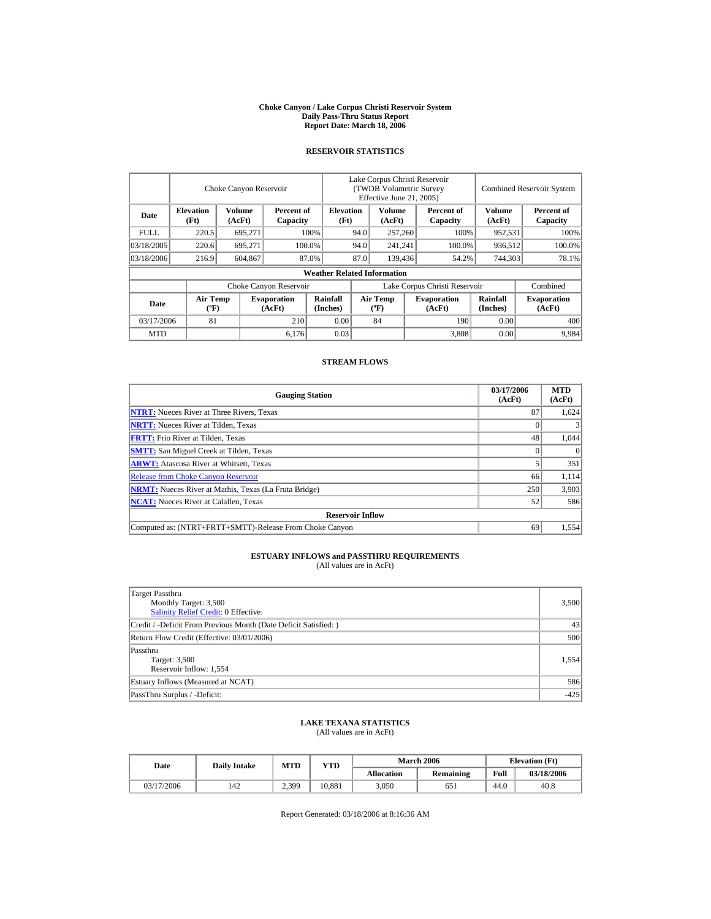# Choke Canyon / Lake Corpus Christi Reservoir System
## Daily Pass-Thru Status Report
### Report Date: March 18, 2006

## RESERVOIR STATISTICS

| Date | Choke Canyon Reservoir | | | Lake Corpus Christi Reservoir (TWDB Volumetric Survey Effective June 21, 2005) | | | Combined Reservoir System | |
|---|---|---|---|---|---|---|---|---|
| | Elevation (Ft) | Volume (AcFt) | Percent of Capacity | Elevation (Ft) | Volume (AcFt) | Percent of Capacity | Volume (AcFt) | Percent of Capacity |
| FULL | 220.5 | 695,271 | 100% | 94.0 | 257,260 | 100% | 952,531 | 100% |
| 03/18/2005 | 220.6 | 695,271 | 100.0% | 94.0 | 241,241 | 100.0% | 936,512 | 100.0% |
| 03/18/2006 | 216.9 | 604,867 | 87.0% | 87.0 | 139,436 | 54.2% | 744,303 | 78.1% |

**Weather Related Information**

| Date | Choke Canyon Reservoir | | | Lake Corpus Christi Reservoir | | | Combined |
|---|---|---|---|---|---|---|---|
| | Air Temp (ºF) | Evaporation (AcFt) | Rainfall (Inches) | Air Temp (ºF) | Evaporation (AcFt) | Rainfall (Inches) | Evaporation (AcFt) |
| 03/17/2006 | 81 | 210 | 0.00 | 84 | 190 | 0.00 | 400 |
| MTD | | 6,176 | 0.03 | | 3,808 | 0.00 | 9,984 |

## STREAM FLOWS

| Gauging Station | 03/17/2006 (AcFt) | MTD (AcFt) |
|---|---|---|
| **NTRT:** Nueces River at Three Rivers, Texas | 87 | 1,624 |
| **NRTT:** Nueces River at Tilden, Texas | 0 | 3 |
| **FRTT:** Frio River at Tilden, Texas | 48 | 1,044 |
| **SMTT:** San Miguel Creek at Tilden, Texas | 0 | 0 |
| **ARWT:** Atascosa River at Whitsett, Texas | 5 | 351 |
| Release from Choke Canyon Reservoir | 66 | 1,114 |
| **NRMT:** Nueces River at Mathis, Texas (La Fruta Bridge) | 250 | 3,903 |
| **NCAT:** Nueces River at Calallen, Texas | 52 | 586 |
| **Reservoir Inflow** | | |
| Computed as: (NTRT+FRTT+SMTT)-Release From Choke Canyon | 69 | 1,554 |

## ESTUARY INFLOWS and PASSTHRU REQUIREMENTS
(All values are in AcFt)

| Item | Value |
|---|---|
| Target Passthru<br>Monthly Target: 3,500<br>Salinity Relief Credit: 0 Effective: | 3,500 |
| Credit / -Deficit From Previous Month (Date Deficit Satisfied: ) | 43 |
| Return Flow Credit (Effective: 03/01/2006) | 500 |
| Passthru<br>Target: 3,500<br>Reservoir Inflow: 1,554 | 1,554 |
| Estuary Inflows (Measured at NCAT) | 586 |
| PassThru Surplus / -Deficit: | -425 |

## LAKE TEXANA STATISTICS
(All values are in AcFt)

| Date | Daily Intake | MTD | YTD | March 2006 | | Elevation (Ft) | |
|---|---|---|---|---|---|---|---|
| | | | | Allocation | Remaining | Full | 03/18/2006 |
| 03/17/2006 | 142 | 2,399 | 10,881 | 3,050 | 651 | 44.0 | 40.8 |

Report Generated: 03/18/2006 at 8:16:36 AM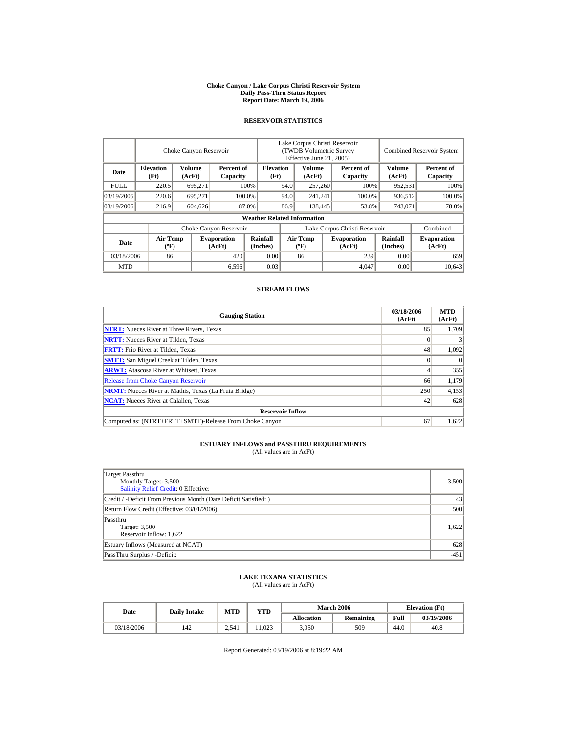# Choke Canyon / Lake Corpus Christi Reservoir System
## Daily Pass-Thru Status Report
## Report Date: March 19, 2006

### RESERVOIR STATISTICS

| Date | Choke Canyon Reservoir | | | Lake Corpus Christi Reservoir (TWDB Volumetric Survey Effective June 21, 2005) | | | Combined Reservoir System | |
|---|---|---|---|---|---|---|---|---|
| | Elevation (Ft) | Volume (AcFt) | Percent of Capacity | Elevation (Ft) | Volume (AcFt) | Percent of Capacity | Volume (AcFt) | Percent of Capacity |
| FULL | 220.5 | 695,271 | 100% | 94.0 | 257,260 | 100% | 952,531 | 100% |
| 03/19/2005 | 220.6 | 695,271 | 100.0% | 94.0 | 241,241 | 100.0% | 936,512 | 100.0% |
| 03/19/2006 | 216.9 | 604,626 | 87.0% | 86.9 | 138,445 | 53.8% | 743,071 | 78.0% |

**Weather Related Information**

| Date | Choke Canyon Reservoir | | | Lake Corpus Christi Reservoir | | | Combined |
|---|---|---|---|---|---|---|---|
| | Air Temp (ºF) | Evaporation (AcFt) | Rainfall (Inches) | Air Temp (ºF) | Evaporation (AcFt) | Rainfall (Inches) | Evaporation (AcFt) |
| 03/18/2006 | 86 | 420 | 0.00 | 86 | 239 | 0.00 | 659 |
| MTD | | 6,596 | 0.03 | | 4,047 | 0.00 | 10,643 |

### STREAM FLOWS

| Gauging Station | 03/18/2006 (AcFt) | MTD (AcFt) |
|---|---|---|
| NTRT: Nueces River at Three Rivers, Texas | 85 | 1,709 |
| NRTT: Nueces River at Tilden, Texas | 0 | 3 |
| FRTT: Frio River at Tilden, Texas | 48 | 1,092 |
| SMTT: San Miguel Creek at Tilden, Texas | 0 | 0 |
| ARWT: Atascosa River at Whitsett, Texas | 4 | 355 |
| Release from Choke Canyon Reservoir | 66 | 1,179 |
| NRMT: Nueces River at Mathis, Texas (La Fruta Bridge) | 250 | 4,153 |
| NCAT: Nueces River at Calallen, Texas | 42 | 628 |
| **Reservoir Inflow** | | |
| Computed as: (NTRT+FRTT+SMTT)-Release From Choke Canyon | 67 | 1,622 |

### ESTUARY INFLOWS and PASSTHRU REQUIREMENTS
(All values are in AcFt)

| | |
|---|---|
| Target Passthru<br>Monthly Target: 3,500<br>Salinity Relief Credit: 0 Effective: | 3,500 |
| Credit / -Deficit From Previous Month (Date Deficit Satisfied: ) | 43 |
| Return Flow Credit (Effective: 03/01/2006) | 500 |
| Passthru<br>Target: 3,500<br>Reservoir Inflow: 1,622 | 1,622 |
| Estuary Inflows (Measured at NCAT) | 628 |
| PassThru Surplus / -Deficit: | -451 |

### LAKE TEXANA STATISTICS
(All values are in AcFt)

| Date | Daily Intake | MTD | YTD | March 2006 | | Elevation (Ft) | |
|---|---|---|---|---|---|---|---|
| | | | | Allocation | Remaining | Full | 03/19/2006 |
| 03/18/2006 | 142 | 2,541 | 11,023 | 3,050 | 509 | 44.0 | 40.8 |

Report Generated: 03/19/2006 at 8:19:22 AM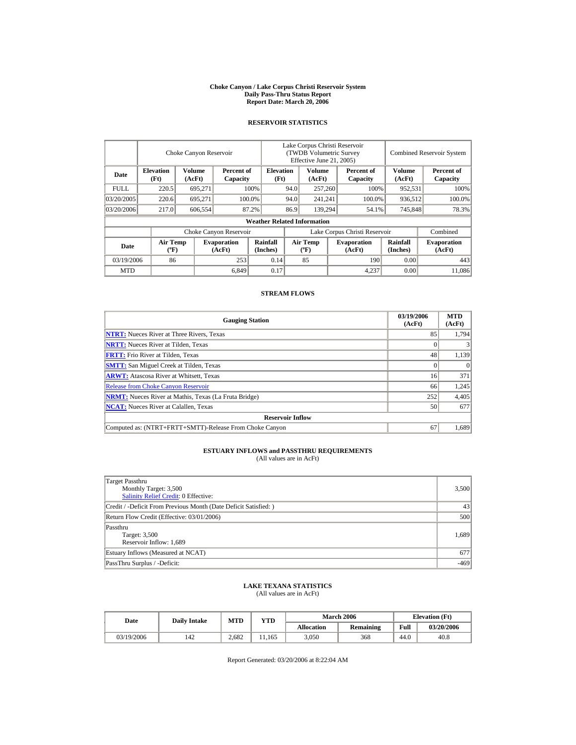# Choke Canyon / Lake Corpus Christi Reservoir System
## Daily Pass-Thru Status Report
## Report Date: March 20, 2006

### RESERVOIR STATISTICS

| Date | Choke Canyon Reservoir | | | Lake Corpus Christi Reservoir (TWDB Volumetric Survey Effective June 21, 2005) | | | Combined Reservoir System | |
|---|---|---|---|---|---|---|---|---|
| | Elevation (Ft) | Volume (AcFt) | Percent of Capacity | Elevation (Ft) | Volume (AcFt) | Percent of Capacity | Volume (AcFt) | Percent of Capacity |
| FULL | 220.5 | 695,271 | 100% | 94.0 | 257,260 | 100% | 952,531 | 100% |
| 03/20/2005 | 220.6 | 695,271 | 100.0% | 94.0 | 241,241 | 100.0% | 936,512 | 100.0% |
| 03/20/2006 | 217.0 | 606,554 | 87.2% | 86.9 | 139,294 | 54.1% | 745,848 | 78.3% |

**Weather Related Information**

| Date | Choke Canyon Reservoir | | | Lake Corpus Christi Reservoir | | | Combined |
|---|---|---|---|---|---|---|---|
| | Air Temp (ºF) | Evaporation (AcFt) | Rainfall (Inches) | Air Temp (ºF) | Evaporation (AcFt) | Rainfall (Inches) | Evaporation (AcFt) |
| 03/19/2006 | 86 | 253 | 0.14 | 85 | 190 | 0.00 | 443 |
| MTD | | 6,849 | 0.17 | | 4,237 | 0.00 | 11,086 |

### STREAM FLOWS

| Gauging Station | 03/19/2006 (AcFt) | MTD (AcFt) |
|---|---|---|
| NTRT: Nueces River at Three Rivers, Texas | 85 | 1,794 |
| NRTT: Nueces River at Tilden, Texas | 0 | 3 |
| FRTT: Frio River at Tilden, Texas | 48 | 1,139 |
| SMTT: San Miguel Creek at Tilden, Texas | 0 | 0 |
| ARWT: Atascosa River at Whitsett, Texas | 16 | 371 |
| Release from Choke Canyon Reservoir | 66 | 1,245 |
| NRMT: Nueces River at Mathis, Texas (La Fruta Bridge) | 252 | 4,405 |
| NCAT: Nueces River at Calallen, Texas | 50 | 677 |
| **Reservoir Inflow** | | |
| Computed as: (NTRT+FRTT+SMTT)-Release From Choke Canyon | 67 | 1,689 |

### ESTUARY INFLOWS and PASSTHRU REQUIREMENTS
(All values are in AcFt)

| | |
|---|---|
| Target Passthru<br>Monthly Target: 3,500<br>Salinity Relief Credit: 0 Effective: | 3,500 |
| Credit / -Deficit From Previous Month (Date Deficit Satisfied: ) | 43 |
| Return Flow Credit (Effective: 03/01/2006) | 500 |
| Passthru<br>Target: 3,500<br>Reservoir Inflow: 1,689 | 1,689 |
| Estuary Inflows (Measured at NCAT) | 677 |
| PassThru Surplus / -Deficit: | -469 |

### LAKE TEXANA STATISTICS
(All values are in AcFt)

| Date | Daily Intake | MTD | YTD | March 2006 | | Elevation (Ft) | |
|---|---|---|---|---|---|---|---|
| | | | | Allocation | Remaining | Full | 03/20/2006 |
| 03/19/2006 | 142 | 2,682 | 11,165 | 3,050 | 368 | 44.0 | 40.8 |

Report Generated: 03/20/2006 at 8:22:04 AM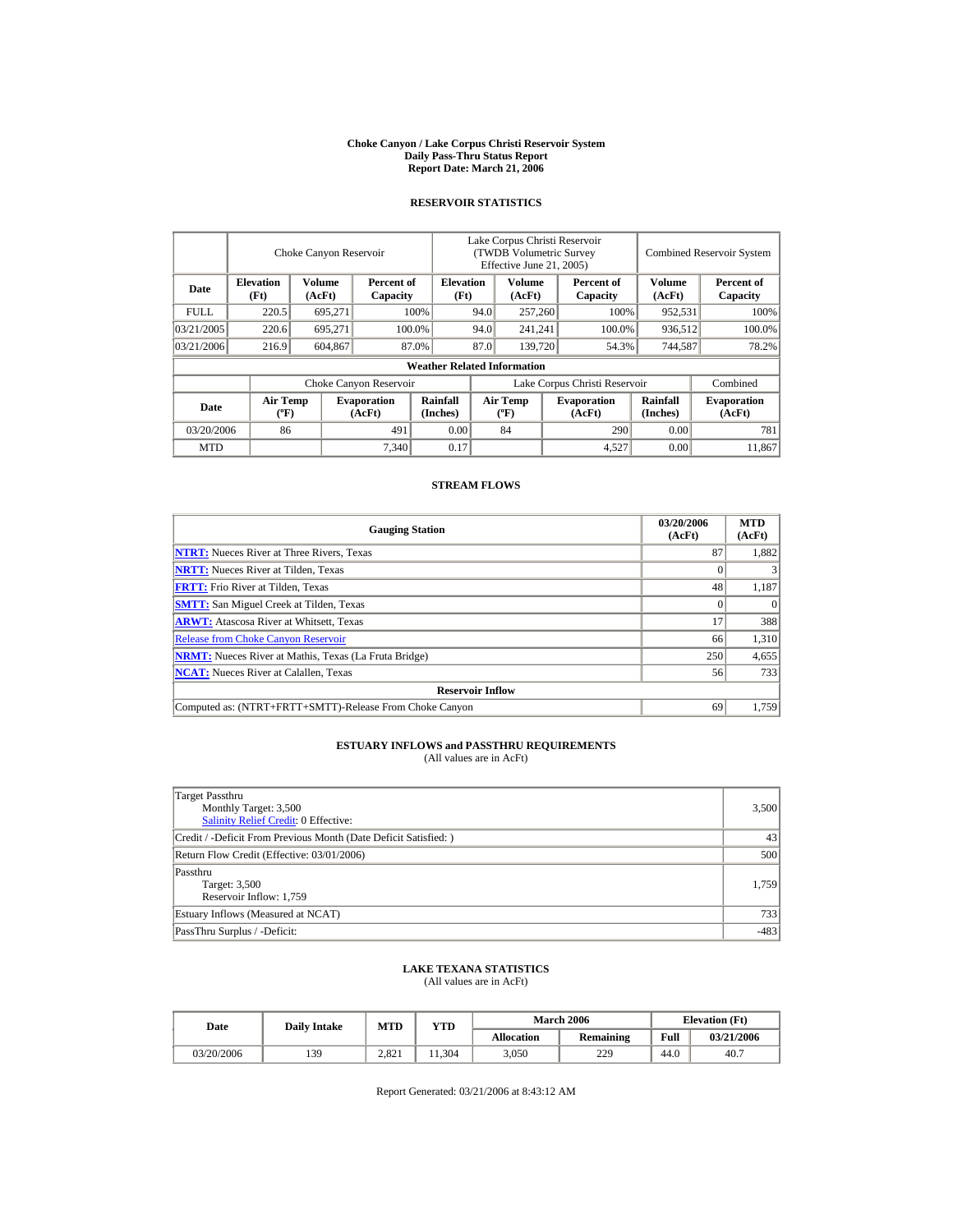# Choke Canyon / Lake Corpus Christi Reservoir System
## Daily Pass-Thru Status Report
## Report Date: March 21, 2006

### RESERVOIR STATISTICS

| Date | Choke Canyon Reservoir | | | Lake Corpus Christi Reservoir (TWDB Volumetric Survey Effective June 21, 2005) | | | Combined Reservoir System | |
|---|---|---|---|---|---|---|---|---|
| | Elevation (Ft) | Volume (AcFt) | Percent of Capacity | Elevation (Ft) | Volume (AcFt) | Percent of Capacity | Volume (AcFt) | Percent of Capacity |
| FULL | 220.5 | 695,271 | 100% | 94.0 | 257,260 | 100% | 952,531 | 100% |
| 03/21/2005 | 220.6 | 695,271 | 100.0% | 94.0 | 241,241 | 100.0% | 936,512 | 100.0% |
| 03/21/2006 | 216.9 | 604,867 | 87.0% | 87.0 | 139,720 | 54.3% | 744,587 | 78.2% |

**Weather Related Information**

| Date | Choke Canyon Reservoir | | | Lake Corpus Christi Reservoir | | | Combined |
|---|---|---|---|---|---|---|---|
| | Air Temp (ºF) | Evaporation (AcFt) | Rainfall (Inches) | Air Temp (ºF) | Evaporation (AcFt) | Rainfall (Inches) | Evaporation (AcFt) |
| 03/20/2006 | 86 | 491 | 0.00 | 84 | 290 | 0.00 | 781 |
| MTD | | 7,340 | 0.17 | | 4,527 | 0.00 | 11,867 |

### STREAM FLOWS

| Gauging Station | 03/20/2006 (AcFt) | MTD (AcFt) |
|---|---|---|
| NTRT: Nueces River at Three Rivers, Texas | 87 | 1,882 |
| NRTT: Nueces River at Tilden, Texas | 0 | 3 |
| FRTT: Frio River at Tilden, Texas | 48 | 1,187 |
| SMTT: San Miguel Creek at Tilden, Texas | 0 | 0 |
| ARWT: Atascosa River at Whitsett, Texas | 17 | 388 |
| Release from Choke Canyon Reservoir | 66 | 1,310 |
| NRMT: Nueces River at Mathis, Texas (La Fruta Bridge) | 250 | 4,655 |
| NCAT: Nueces River at Calallen, Texas | 56 | 733 |
| **Reservoir Inflow** | | |
| Computed as: (NTRT+FRTT+SMTT)-Release From Choke Canyon | 69 | 1,759 |

### ESTUARY INFLOWS and PASSTHRU REQUIREMENTS
(All values are in AcFt)

| | |
|---|---|
| Target Passthru<br>Monthly Target: 3,500<br>Salinity Relief Credit: 0 Effective: | 3,500 |
| Credit / -Deficit From Previous Month (Date Deficit Satisfied: ) | 43 |
| Return Flow Credit (Effective: 03/01/2006) | 500 |
| Passthru<br>Target: 3,500<br>Reservoir Inflow: 1,759 | 1,759 |
| Estuary Inflows (Measured at NCAT) | 733 |
| PassThru Surplus / -Deficit: | -483 |

### LAKE TEXANA STATISTICS
(All values are in AcFt)

| Date | Daily Intake | MTD | YTD | March 2006 | | Elevation (Ft) | |
|---|---|---|---|---|---|---|---|
| | | | | Allocation | Remaining | Full | 03/21/2006 |
| 03/20/2006 | 139 | 2,821 | 11,304 | 3,050 | 229 | 44.0 | 40.7 |

Report Generated: 03/21/2006 at 8:43:12 AM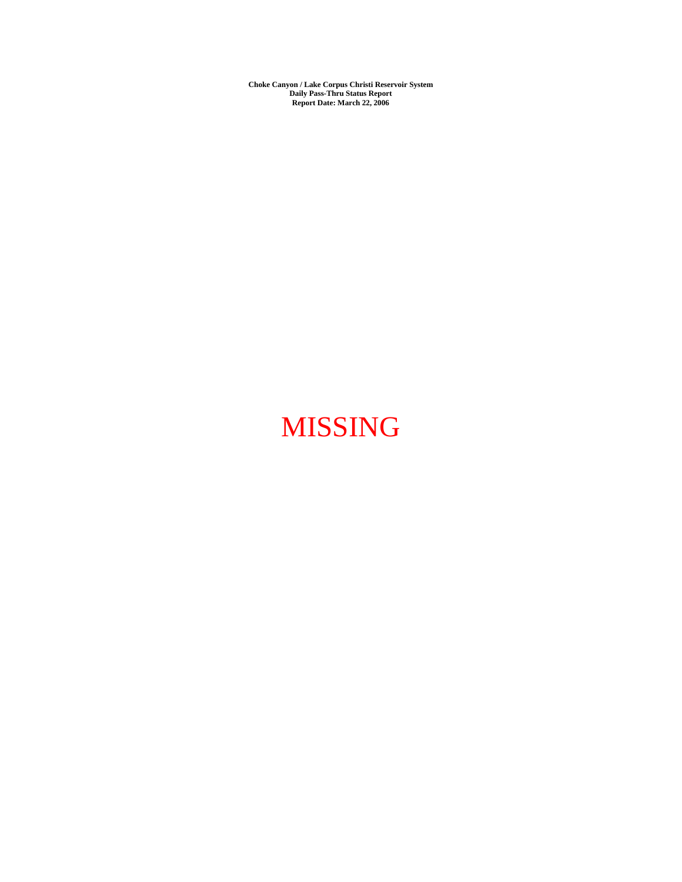**Choke Canyon / Lake Corpus Christi Reservoir System**
**Daily Pass-Thru Status Report**
**Report Date: March 22, 2006**

MISSING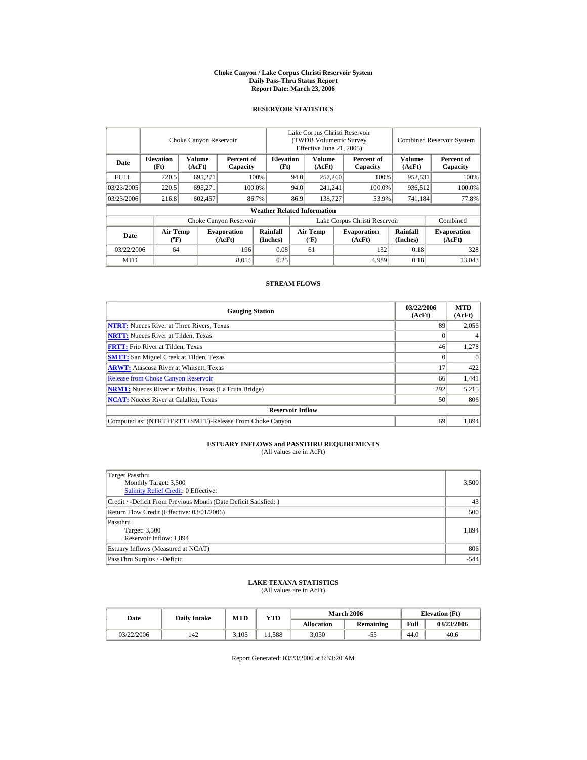# Choke Canyon / Lake Corpus Christi Reservoir System
## Daily Pass-Thru Status Report
### Report Date: March 23, 2006

## RESERVOIR STATISTICS

| | Choke Canyon Reservoir | | | Lake Corpus Christi Reservoir (TWDB Volumetric Survey Effective June 21, 2005) | | | Combined Reservoir System | |
|---|---|---|---|---|---|---|---|---|
| Date | Elevation (Ft) | Volume (AcFt) | Percent of Capacity | Elevation (Ft) | Volume (AcFt) | Percent of Capacity | Volume (AcFt) | Percent of Capacity |
| FULL | 220.5 | 695,271 | 100% | 94.0 | 257,260 | 100% | 952,531 | 100% |
| 03/23/2005 | 220.5 | 695,271 | 100.0% | 94.0 | 241,241 | 100.0% | 936,512 | 100.0% |
| 03/23/2006 | 216.8 | 602,457 | 86.7% | 86.9 | 138,727 | 53.9% | 741,184 | 77.8% |

**Weather Related Information**

| | Choke Canyon Reservoir | | | Lake Corpus Christi Reservoir | | | Combined |
|---|---|---|---|---|---|---|---|
| Date | Air Temp (°F) | Evaporation (AcFt) | Rainfall (Inches) | Air Temp (°F) | Evaporation (AcFt) | Rainfall (Inches) | Evaporation (AcFt) |
| 03/22/2006 | 64 | 196 | 0.08 | 61 | 132 | 0.18 | 328 |
| MTD | | 8,054 | 0.25 | | 4,989 | 0.18 | 13,043 |

## STREAM FLOWS

| Gauging Station | 03/22/2006 (AcFt) | MTD (AcFt) |
|---|---|---|
| NTRT: Nueces River at Three Rivers, Texas | 89 | 2,056 |
| NRTT: Nueces River at Tilden, Texas | 0 | 4 |
| FRTT: Frio River at Tilden, Texas | 46 | 1,278 |
| SMTT: San Miguel Creek at Tilden, Texas | 0 | 0 |
| ARWT: Atascosa River at Whitsett, Texas | 17 | 422 |
| Release from Choke Canyon Reservoir | 66 | 1,441 |
| NRMT: Nueces River at Mathis, Texas (La Fruta Bridge) | 292 | 5,215 |
| NCAT: Nueces River at Calallen, Texas | 50 | 806 |
| **Reservoir Inflow** | | |
| Computed as: (NTRT+FRTT+SMTT)-Release From Choke Canyon | 69 | 1,894 |

## ESTUARY INFLOWS and PASSTHRU REQUIREMENTS
(All values are in AcFt)

| | |
|---|---|
| Target Passthru<br>Monthly Target: 3,500<br>Salinity Relief Credit: 0 Effective: | 3,500 |
| Credit / -Deficit From Previous Month (Date Deficit Satisfied: ) | 43 |
| Return Flow Credit (Effective: 03/01/2006) | 500 |
| Passthru<br>Target: 3,500<br>Reservoir Inflow: 1,894 | 1,894 |
| Estuary Inflows (Measured at NCAT) | 806 |
| PassThru Surplus / -Deficit: | -544 |

## LAKE TEXANA STATISTICS
(All values are in AcFt)

| Date | Daily Intake | MTD | YTD | March 2006 | | Elevation (Ft) | |
|---|---|---|---|---|---|---|---|
| | | | | Allocation | Remaining | Full | 03/23/2006 |
| 03/22/2006 | 142 | 3,105 | 11,588 | 3,050 | -55 | 44.0 | 40.6 |

Report Generated: 03/23/2006 at 8:33:20 AM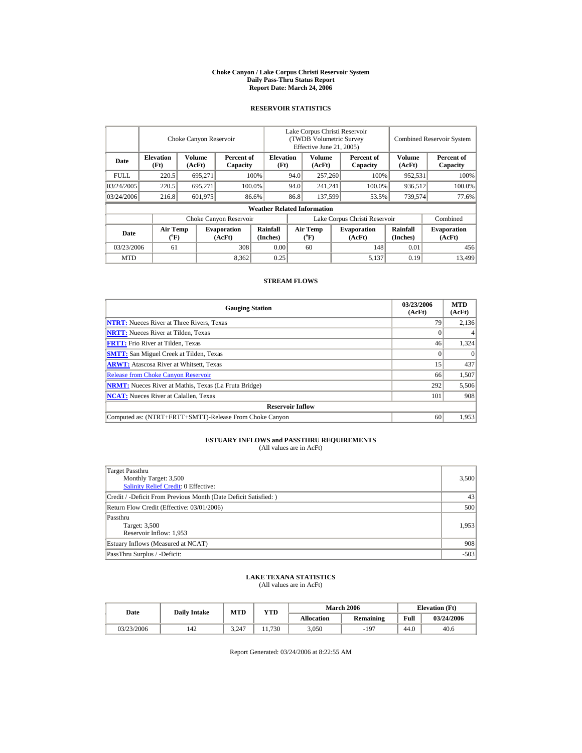# Choke Canyon / Lake Corpus Christi Reservoir System
## Daily Pass-Thru Status Report
### Report Date: March 24, 2006

## RESERVOIR STATISTICS

| Date | Choke Canyon Reservoir | | | Lake Corpus Christi Reservoir (TWDB Volumetric Survey Effective June 21, 2005) | | | Combined Reservoir System | |
|---|---|---|---|---|---|---|---|---|
| | Elevation (Ft) | Volume (AcFt) | Percent of Capacity | Elevation (Ft) | Volume (AcFt) | Percent of Capacity | Volume (AcFt) | Percent of Capacity |
| FULL | 220.5 | 695,271 | 100% | 94.0 | 257,260 | 100% | 952,531 | 100% |
| 03/24/2005 | 220.5 | 695,271 | 100.0% | 94.0 | 241,241 | 100.0% | 936,512 | 100.0% |
| 03/24/2006 | 216.8 | 601,975 | 86.6% | 86.8 | 137,599 | 53.5% | 739,574 | 77.6% |

**Weather Related Information**

| Date | Choke Canyon Reservoir | | | Lake Corpus Christi Reservoir | | | Combined |
|---|---|---|---|---|---|---|---|
| | Air Temp (°F) | Evaporation (AcFt) | Rainfall (Inches) | Air Temp (°F) | Evaporation (AcFt) | Rainfall (Inches) | Evaporation (AcFt) |
| 03/23/2006 | 61 | 308 | 0.00 | 60 | 148 | 0.01 | 456 |
| MTD | | 8,362 | 0.25 | | 5,137 | 0.19 | 13,499 |

## STREAM FLOWS

| Gauging Station | 03/23/2006 (AcFt) | MTD (AcFt) |
|---|---|---|
| NTRT: Nueces River at Three Rivers, Texas | 79 | 2,136 |
| NRTT: Nueces River at Tilden, Texas | 0 | 4 |
| FRTT: Frio River at Tilden, Texas | 46 | 1,324 |
| SMTT: San Miguel Creek at Tilden, Texas | 0 | 0 |
| ARWT: Atascosa River at Whitsett, Texas | 15 | 437 |
| Release from Choke Canyon Reservoir | 66 | 1,507 |
| NRMT: Nueces River at Mathis, Texas (La Fruta Bridge) | 292 | 5,506 |
| NCAT: Nueces River at Calallen, Texas | 101 | 908 |
| **Reservoir Inflow** | | |
| Computed as: (NTRT+FRTT+SMTT)-Release From Choke Canyon | 60 | 1,953 |

## ESTUARY INFLOWS and PASSTHRU REQUIREMENTS
(All values are in AcFt)

| | |
|---|---|
| Target Passthru<br>Monthly Target: 3,500<br>Salinity Relief Credit: 0 Effective: | 3,500 |
| Credit / -Deficit From Previous Month (Date Deficit Satisfied: ) | 43 |
| Return Flow Credit (Effective: 03/01/2006) | 500 |
| Passthru<br>Target: 3,500<br>Reservoir Inflow: 1,953 | 1,953 |
| Estuary Inflows (Measured at NCAT) | 908 |
| PassThru Surplus / -Deficit: | -503 |

## LAKE TEXANA STATISTICS
(All values are in AcFt)

| Date | Daily Intake | MTD | YTD | March 2006 | | Elevation (Ft) | |
|---|---|---|---|---|---|---|---|
| | | | | Allocation | Remaining | Full | 03/24/2006 |
| 03/23/2006 | 142 | 3,247 | 11,730 | 3,050 | -197 | 44.0 | 40.6 |

Report Generated: 03/24/2006 at 8:22:55 AM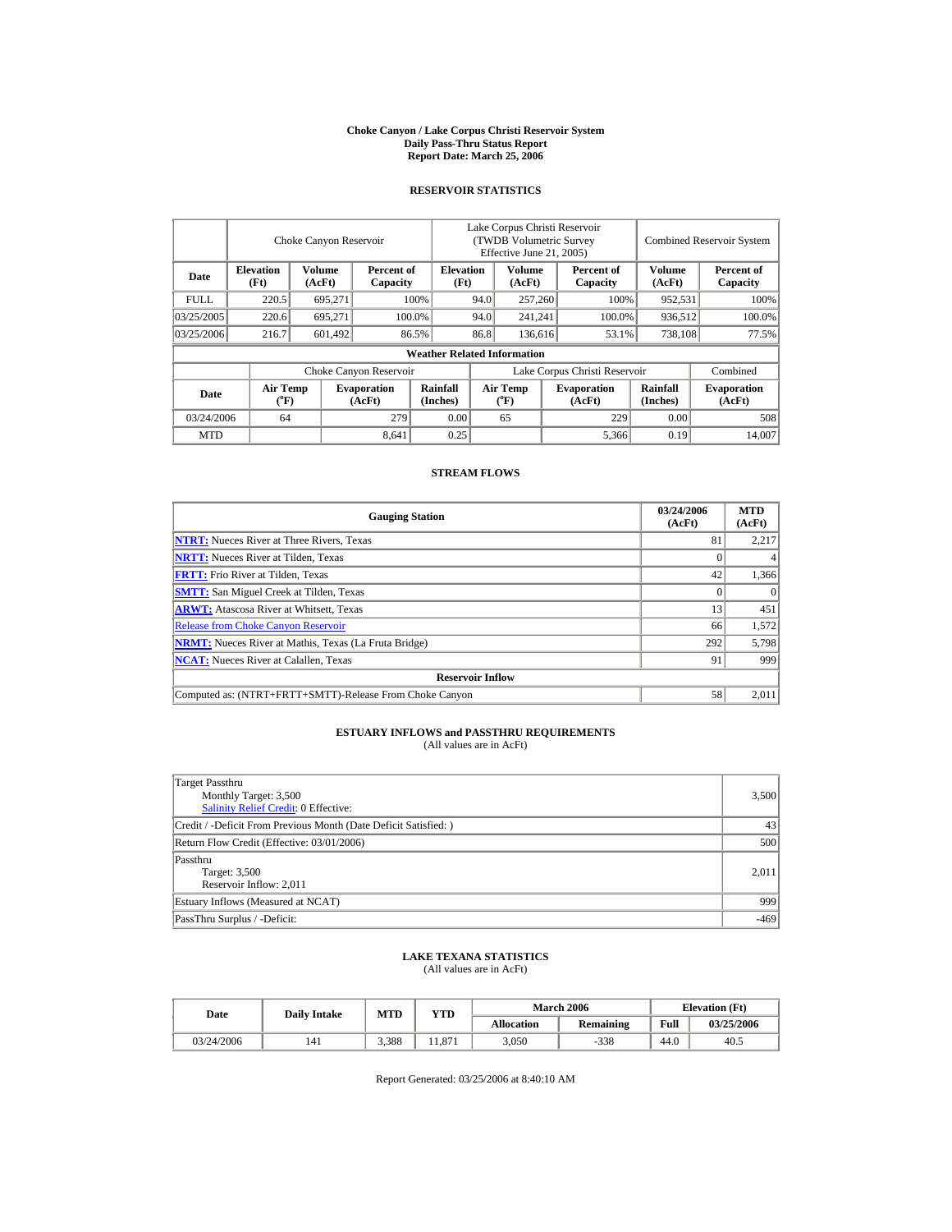**Choke Canyon / Lake Corpus Christi Reservoir System**
**Daily Pass-Thru Status Report**
**Report Date: March 25, 2006**

## RESERVOIR STATISTICS

| | Choke Canyon Reservoir | | | Lake Corpus Christi Reservoir (TWDB Volumetric Survey Effective June 21, 2005) | | | Combined Reservoir System | |
|---|---|---|---|---|---|---|---|---|
| **Date** | **Elevation (Ft)** | **Volume (AcFt)** | **Percent of Capacity** | **Elevation (Ft)** | **Volume (AcFt)** | **Percent of Capacity** | **Volume (AcFt)** | **Percent of Capacity** |
| FULL | 220.5 | 695,271 | 100% | 94.0 | 257,260 | 100% | 952,531 | 100% |
| 03/25/2005 | 220.6 | 695,271 | 100.0% | 94.0 | 241,241 | 100.0% | 936,512 | 100.0% |
| 03/25/2006 | 216.7 | 601,492 | 86.5% | 86.8 | 136,616 | 53.1% | 738,108 | 77.5% |

**Weather Related Information**

| | Choke Canyon Reservoir | | | Lake Corpus Christi Reservoir | | | Combined |
|---|---|---|---|---|---|---|---|
| **Date** | **Air Temp (°F)** | **Evaporation (AcFt)** | **Rainfall (Inches)** | **Air Temp (°F)** | **Evaporation (AcFt)** | **Rainfall (Inches)** | **Evaporation (AcFt)** |
| 03/24/2006 | 64 | 279 | 0.00 | 65 | 229 | 0.00 | 508 |
| MTD | | 8,641 | 0.25 | | 5,366 | 0.19 | 14,007 |

## STREAM FLOWS

| Gauging Station | 03/24/2006 (AcFt) | MTD (AcFt) |
|---|---|---|
| **NTRT:** Nueces River at Three Rivers, Texas | 81 | 2,217 |
| **NRTT:** Nueces River at Tilden, Texas | 0 | 4 |
| **FRTT:** Frio River at Tilden, Texas | 42 | 1,366 |
| **SMTT:** San Miguel Creek at Tilden, Texas | 0 | 0 |
| **ARWT:** Atascosa River at Whitsett, Texas | 13 | 451 |
| Release from Choke Canyon Reservoir | 66 | 1,572 |
| **NRMT:** Nueces River at Mathis, Texas (La Fruta Bridge) | 292 | 5,798 |
| **NCAT:** Nueces River at Calallen, Texas | 91 | 999 |
| **Reservoir Inflow** | | |
| Computed as: (NTRT+FRTT+SMTT)-Release From Choke Canyon | 58 | 2,011 |

## ESTUARY INFLOWS and PASSTHRU REQUIREMENTS
(All values are in AcFt)

| | |
|---|---|
| Target Passthru<br>Monthly Target: 3,500<br>Salinity Relief Credit: 0 Effective: | 3,500 |
| Credit / -Deficit From Previous Month (Date Deficit Satisfied: ) | 43 |
| Return Flow Credit (Effective: 03/01/2006) | 500 |
| Passthru<br>Target: 3,500<br>Reservoir Inflow: 2,011 | 2,011 |
| Estuary Inflows (Measured at NCAT) | 999 |
| PassThru Surplus / -Deficit: | -469 |

## LAKE TEXANA STATISTICS
(All values are in AcFt)

| Date | Daily Intake | MTD | YTD | March 2006 | | Elevation (Ft) | |
|---|---|---|---|---|---|---|---|
| | | | | **Allocation** | **Remaining** | **Full** | **03/25/2006** |
| 03/24/2006 | 141 | 3,388 | 11,871 | 3,050 | -338 | 44.0 | 40.5 |

Report Generated: 03/25/2006 at 8:40:10 AM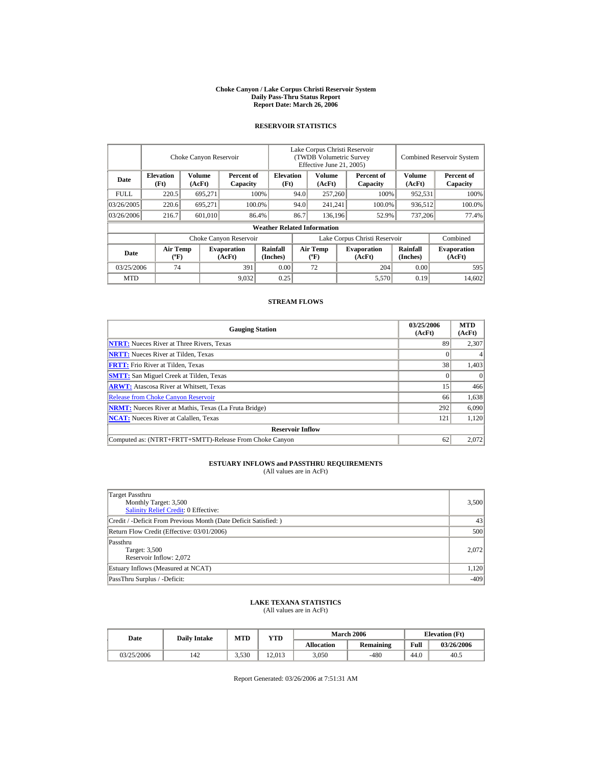**Choke Canyon / Lake Corpus Christi Reservoir System**
**Daily Pass-Thru Status Report**
**Report Date: March 26, 2006**

## RESERVOIR STATISTICS

| | Choke Canyon Reservoir | | | Lake Corpus Christi Reservoir (TWDB Volumetric Survey Effective June 21, 2005) | | | Combined Reservoir System | |
|---|---|---|---|---|---|---|---|---|
| **Date** | **Elevation (Ft)** | **Volume (AcFt)** | **Percent of Capacity** | **Elevation (Ft)** | **Volume (AcFt)** | **Percent of Capacity** | **Volume (AcFt)** | **Percent of Capacity** |
| FULL | 220.5 | 695,271 | 100% | 94.0 | 257,260 | 100% | 952,531 | 100% |
| 03/26/2005 | 220.6 | 695,271 | 100.0% | 94.0 | 241,241 | 100.0% | 936,512 | 100.0% |
| 03/26/2006 | 216.7 | 601,010 | 86.4% | 86.7 | 136,196 | 52.9% | 737,206 | 77.4% |

**Weather Related Information**

| | Choke Canyon Reservoir | | | Lake Corpus Christi Reservoir | | | Combined |
|---|---|---|---|---|---|---|---|
| **Date** | **Air Temp (ºF)** | **Evaporation (AcFt)** | **Rainfall (Inches)** | **Air Temp (ºF)** | **Evaporation (AcFt)** | **Rainfall (Inches)** | **Evaporation (AcFt)** |
| 03/25/2006 | 74 | 391 | 0.00 | 72 | 204 | 0.00 | 595 |
| MTD | | 9,032 | 0.25 | | 5,570 | 0.19 | 14,602 |

## STREAM FLOWS

| Gauging Station | 03/25/2006 (AcFt) | MTD (AcFt) |
|---|---|---|
| **NTRT:** Nueces River at Three Rivers, Texas | 89 | 2,307 |
| **NRTT:** Nueces River at Tilden, Texas | 0 | 4 |
| **FRTT:** Frio River at Tilden, Texas | 38 | 1,403 |
| **SMTT:** San Miguel Creek at Tilden, Texas | 0 | 0 |
| **ARWT:** Atascosa River at Whitsett, Texas | 15 | 466 |
| Release from Choke Canyon Reservoir | 66 | 1,638 |
| **NRMT:** Nueces River at Mathis, Texas (La Fruta Bridge) | 292 | 6,090 |
| **NCAT:** Nueces River at Calallen, Texas | 121 | 1,120 |
| **Reservoir Inflow** | | |
| Computed as: (NTRT+FRTT+SMTT)-Release From Choke Canyon | 62 | 2,072 |

## ESTUARY INFLOWS and PASSTHRU REQUIREMENTS
(All values are in AcFt)

| | |
|---|---|
| Target Passthru<br>Monthly Target: 3,500<br>Salinity Relief Credit: 0 Effective: | 3,500 |
| Credit / -Deficit From Previous Month (Date Deficit Satisfied: ) | 43 |
| Return Flow Credit (Effective: 03/01/2006) | 500 |
| Passthru<br>Target: 3,500<br>Reservoir Inflow: 2,072 | 2,072 |
| Estuary Inflows (Measured at NCAT) | 1,120 |
| PassThru Surplus / -Deficit: | -409 |

## LAKE TEXANA STATISTICS
(All values are in AcFt)

| Date | Daily Intake | MTD | YTD | March 2006 | | Elevation (Ft) | |
|---|---|---|---|---|---|---|---|
| | | | | **Allocation** | **Remaining** | **Full** | **03/26/2006** |
| 03/25/2006 | 142 | 3,530 | 12,013 | 3,050 | -480 | 44.0 | 40.5 |

Report Generated: 03/26/2006 at 7:51:31 AM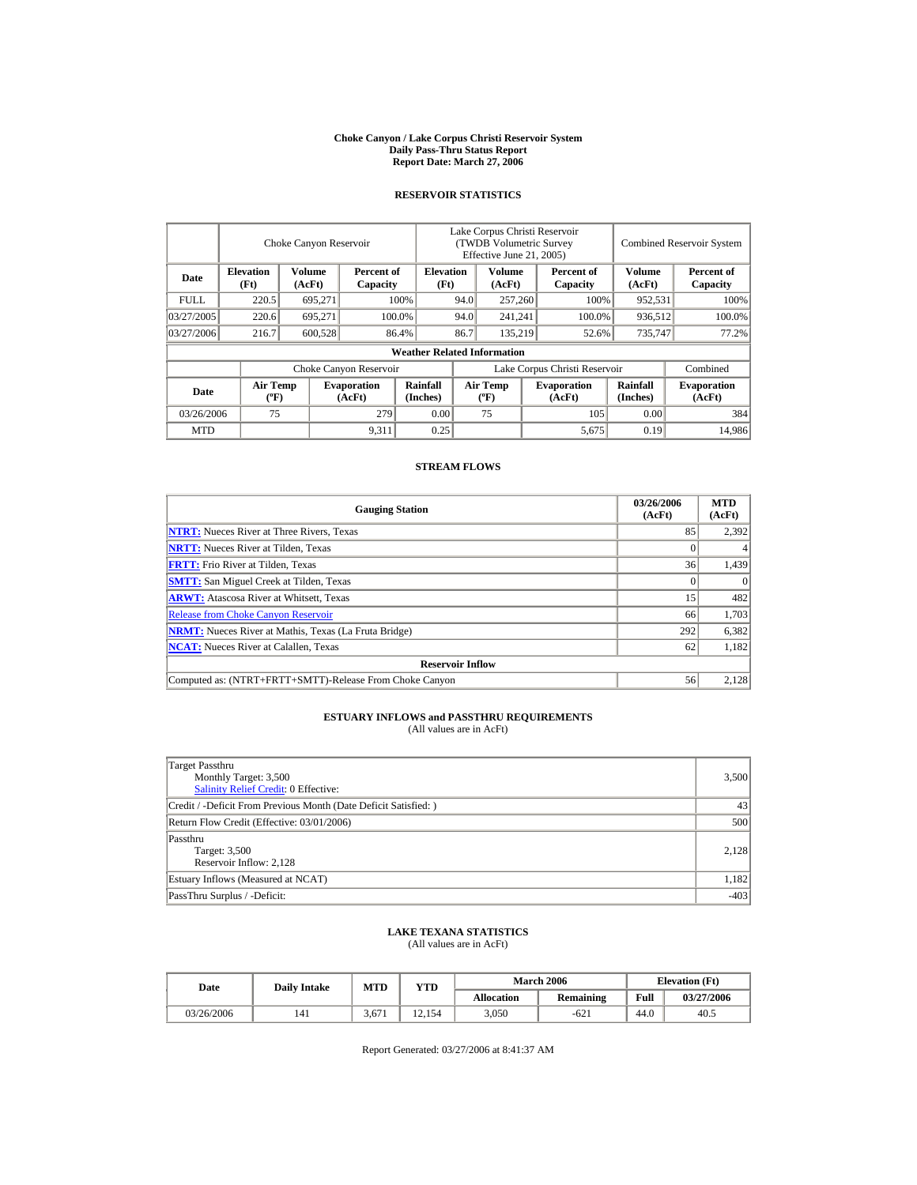# Choke Canyon / Lake Corpus Christi Reservoir System
## Daily Pass-Thru Status Report
### Report Date: March 27, 2006

## RESERVOIR STATISTICS

| Date | Choke Canyon Reservoir | | | Lake Corpus Christi Reservoir (TWDB Volumetric Survey Effective June 21, 2005) | | | Combined Reservoir System | |
|---|---|---|---|---|---|---|---|---|
| | Elevation (Ft) | Volume (AcFt) | Percent of Capacity | Elevation (Ft) | Volume (AcFt) | Percent of Capacity | Volume (AcFt) | Percent of Capacity |
| FULL | 220.5 | 695,271 | 100% | 94.0 | 257,260 | 100% | 952,531 | 100% |
| 03/27/2005 | 220.6 | 695,271 | 100.0% | 94.0 | 241,241 | 100.0% | 936,512 | 100.0% |
| 03/27/2006 | 216.7 | 600,528 | 86.4% | 86.7 | 135,219 | 52.6% | 735,747 | 77.2% |

**Weather Related Information**

| Date | Choke Canyon Reservoir | | | Lake Corpus Christi Reservoir | | | Combined |
|---|---|---|---|---|---|---|---|
| | Air Temp (ºF) | Evaporation (AcFt) | Rainfall (Inches) | Air Temp (ºF) | Evaporation (AcFt) | Rainfall (Inches) | Evaporation (AcFt) |
| 03/26/2006 | 75 | 279 | 0.00 | 75 | 105 | 0.00 | 384 |
| MTD | | 9,311 | 0.25 | | 5,675 | 0.19 | 14,986 |

## STREAM FLOWS

| Gauging Station | 03/26/2006 (AcFt) | MTD (AcFt) |
|---|---|---|
| NTRT: Nueces River at Three Rivers, Texas | 85 | 2,392 |
| NRTT: Nueces River at Tilden, Texas | 0 | 4 |
| FRTT: Frio River at Tilden, Texas | 36 | 1,439 |
| SMTT: San Miguel Creek at Tilden, Texas | 0 | 0 |
| ARWT: Atascosa River at Whitsett, Texas | 15 | 482 |
| Release from Choke Canyon Reservoir | 66 | 1,703 |
| NRMT: Nueces River at Mathis, Texas (La Fruta Bridge) | 292 | 6,382 |
| NCAT: Nueces River at Calallen, Texas | 62 | 1,182 |
| **Reservoir Inflow** | | |
| Computed as: (NTRT+FRTT+SMTT)-Release From Choke Canyon | 56 | 2,128 |

## ESTUARY INFLOWS and PASSTHRU REQUIREMENTS
(All values are in AcFt)

| | |
|---|---|
| Target Passthru<br>Monthly Target: 3,500<br>Salinity Relief Credit: 0 Effective: | 3,500 |
| Credit / -Deficit From Previous Month (Date Deficit Satisfied: ) | 43 |
| Return Flow Credit (Effective: 03/01/2006) | 500 |
| Passthru<br>Target: 3,500<br>Reservoir Inflow: 2,128 | 2,128 |
| Estuary Inflows (Measured at NCAT) | 1,182 |
| PassThru Surplus / -Deficit: | -403 |

## LAKE TEXANA STATISTICS
(All values are in AcFt)

| Date | Daily Intake | MTD | YTD | March 2006 | | Elevation (Ft) | |
|---|---|---|---|---|---|---|---|
| | | | | Allocation | Remaining | Full | 03/27/2006 |
| 03/26/2006 | 141 | 3,671 | 12,154 | 3,050 | -621 | 44.0 | 40.5 |

Report Generated: 03/27/2006 at 8:41:37 AM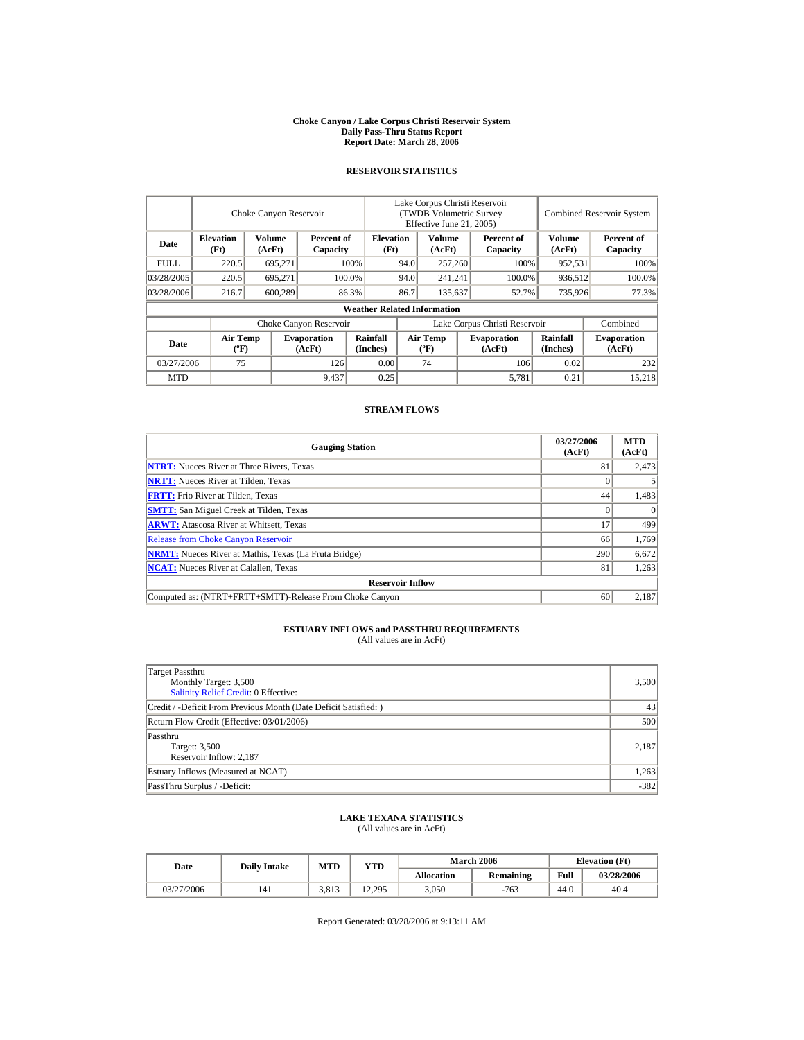**Choke Canyon / Lake Corpus Christi Reservoir System**
**Daily Pass-Thru Status Report**
**Report Date: March 28, 2006**

## RESERVOIR STATISTICS

| | Choke Canyon Reservoir | | | Lake Corpus Christi Reservoir (TWDB Volumetric Survey Effective June 21, 2005) | | | Combined Reservoir System | |
|---|---|---|---|---|---|---|---|---|
| **Date** | **Elevation (Ft)** | **Volume (AcFt)** | **Percent of Capacity** | **Elevation (Ft)** | **Volume (AcFt)** | **Percent of Capacity** | **Volume (AcFt)** | **Percent of Capacity** |
| FULL | 220.5 | 695,271 | 100% | 94.0 | 257,260 | 100% | 952,531 | 100% |
| 03/28/2005 | 220.5 | 695,271 | 100.0% | 94.0 | 241,241 | 100.0% | 936,512 | 100.0% |
| 03/28/2006 | 216.7 | 600,289 | 86.3% | 86.7 | 135,637 | 52.7% | 735,926 | 77.3% |

**Weather Related Information**

| | Choke Canyon Reservoir | | | Lake Corpus Christi Reservoir | | | Combined |
|---|---|---|---|---|---|---|---|
| **Date** | **Air Temp (ºF)** | **Evaporation (AcFt)** | **Rainfall (Inches)** | **Air Temp (ºF)** | **Evaporation (AcFt)** | **Rainfall (Inches)** | **Evaporation (AcFt)** |
| 03/27/2006 | 75 | 126 | 0.00 | 74 | 106 | 0.02 | 232 |
| MTD | | 9,437 | 0.25 | | 5,781 | 0.21 | 15,218 |

## STREAM FLOWS

| Gauging Station | 03/27/2006 (AcFt) | MTD (AcFt) |
|---|---|---|
| **NTRT:** Nueces River at Three Rivers, Texas | 81 | 2,473 |
| **NRTT:** Nueces River at Tilden, Texas | 0 | 5 |
| **FRTT:** Frio River at Tilden, Texas | 44 | 1,483 |
| **SMTT:** San Miguel Creek at Tilden, Texas | 0 | 0 |
| **ARWT:** Atascosa River at Whitsett, Texas | 17 | 499 |
| Release from Choke Canyon Reservoir | 66 | 1,769 |
| **NRMT:** Nueces River at Mathis, Texas (La Fruta Bridge) | 290 | 6,672 |
| **NCAT:** Nueces River at Calallen, Texas | 81 | 1,263 |
| **Reservoir Inflow** | | |
| Computed as: (NTRT+FRTT+SMTT)-Release From Choke Canyon | 60 | 2,187 |

## ESTUARY INFLOWS and PASSTHRU REQUIREMENTS
(All values are in AcFt)

| | |
|---|---|
| Target Passthru<br>Monthly Target: 3,500<br>Salinity Relief Credit: 0 Effective: | 3,500 |
| Credit / -Deficit From Previous Month (Date Deficit Satisfied: ) | 43 |
| Return Flow Credit (Effective: 03/01/2006) | 500 |
| Passthru<br>Target: 3,500<br>Reservoir Inflow: 2,187 | 2,187 |
| Estuary Inflows (Measured at NCAT) | 1,263 |
| PassThru Surplus / -Deficit: | -382 |

## LAKE TEXANA STATISTICS
(All values are in AcFt)

| Date | Daily Intake | MTD | YTD | March 2006 | | Elevation (Ft) | |
|---|---|---|---|---|---|---|---|
| | | | | **Allocation** | **Remaining** | **Full** | **03/28/2006** |
| 03/27/2006 | 141 | 3,813 | 12,295 | 3,050 | -763 | 44.0 | 40.4 |

Report Generated: 03/28/2006 at 9:13:11 AM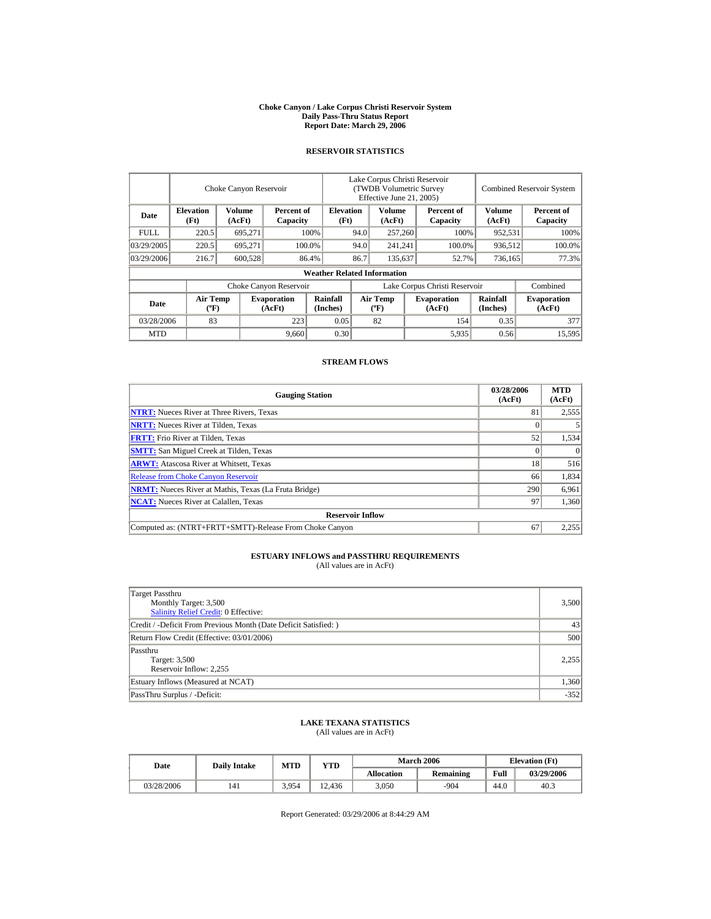**Choke Canyon / Lake Corpus Christi Reservoir System**
**Daily Pass-Thru Status Report**
**Report Date: March 29, 2006**

## RESERVOIR STATISTICS

| Date | Choke Canyon Reservoir | | | Lake Corpus Christi Reservoir (TWDB Volumetric Survey Effective June 21, 2005) | | | Combined Reservoir System | |
|---|---|---|---|---|---|---|---|---|
| | Elevation (Ft) | Volume (AcFt) | Percent of Capacity | Elevation (Ft) | Volume (AcFt) | Percent of Capacity | Volume (AcFt) | Percent of Capacity |
| FULL | 220.5 | 695,271 | 100% | 94.0 | 257,260 | 100% | 952,531 | 100% |
| 03/29/2005 | 220.5 | 695,271 | 100.0% | 94.0 | 241,241 | 100.0% | 936,512 | 100.0% |
| 03/29/2006 | 216.7 | 600,528 | 86.4% | 86.7 | 135,637 | 52.7% | 736,165 | 77.3% |

**Weather Related Information**

| Date | Choke Canyon Reservoir | | | Lake Corpus Christi Reservoir | | | Combined |
|---|---|---|---|---|---|---|---|
| | Air Temp (ºF) | Evaporation (AcFt) | Rainfall (Inches) | Air Temp (ºF) | Evaporation (AcFt) | Rainfall (Inches) | Evaporation (AcFt) |
| 03/28/2006 | 83 | 223 | 0.05 | 82 | 154 | 0.35 | 377 |
| MTD | | 9,660 | 0.30 | | 5,935 | 0.56 | 15,595 |

## STREAM FLOWS

| Gauging Station | 03/28/2006 (AcFt) | MTD (AcFt) |
|---|---|---|
| **NTRT:** Nueces River at Three Rivers, Texas | 81 | 2,555 |
| **NRTT:** Nueces River at Tilden, Texas | 0 | 5 |
| **FRTT:** Frio River at Tilden, Texas | 52 | 1,534 |
| **SMTT:** San Miguel Creek at Tilden, Texas | 0 | 0 |
| **ARWT:** Atascosa River at Whitsett, Texas | 18 | 516 |
| Release from Choke Canyon Reservoir | 66 | 1,834 |
| **NRMT:** Nueces River at Mathis, Texas (La Fruta Bridge) | 290 | 6,961 |
| **NCAT:** Nueces River at Calallen, Texas | 97 | 1,360 |
| **Reservoir Inflow** | | |
| Computed as: (NTRT+FRTT+SMTT)-Release From Choke Canyon | 67 | 2,255 |

## ESTUARY INFLOWS and PASSTHRU REQUIREMENTS
(All values are in AcFt)

| Item | Value |
|---|---|
| Target Passthru<br>Monthly Target: 3,500<br>Salinity Relief Credit: 0 Effective: | 3,500 |
| Credit / -Deficit From Previous Month (Date Deficit Satisfied: ) | 43 |
| Return Flow Credit (Effective: 03/01/2006) | 500 |
| Passthru<br>Target: 3,500<br>Reservoir Inflow: 2,255 | 2,255 |
| Estuary Inflows (Measured at NCAT) | 1,360 |
| PassThru Surplus / -Deficit: | -352 |

## LAKE TEXANA STATISTICS
(All values are in AcFt)

| Date | Daily Intake | MTD | YTD | March 2006 | | Elevation (Ft) | |
|---|---|---|---|---|---|---|---|
| | | | | Allocation | Remaining | Full | 03/29/2006 |
| 03/28/2006 | 141 | 3,954 | 12,436 | 3,050 | -904 | 44.0 | 40.3 |

Report Generated: 03/29/2006 at 8:44:29 AM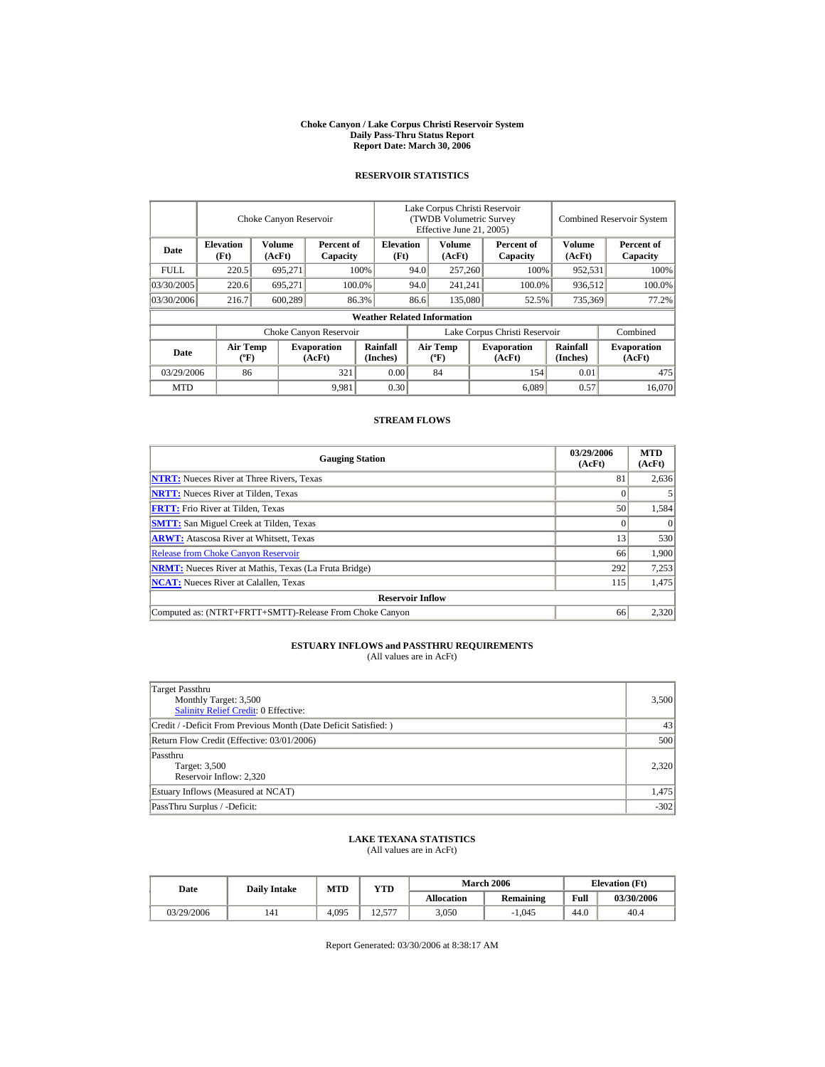# Choke Canyon / Lake Corpus Christi Reservoir System
## Daily Pass-Thru Status Report
## Report Date: March 30, 2006

### RESERVOIR STATISTICS

| | Choke Canyon Reservoir | | | Lake Corpus Christi Reservoir (TWDB Volumetric Survey Effective June 21, 2005) | | | Combined Reservoir System | |
|---|---|---|---|---|---|---|---|---|
| Date | Elevation (Ft) | Volume (AcFt) | Percent of Capacity | Elevation (Ft) | Volume (AcFt) | Percent of Capacity | Volume (AcFt) | Percent of Capacity |
| FULL | 220.5 | 695,271 | 100% | 94.0 | 257,260 | 100% | 952,531 | 100% |
| 03/30/2005 | 220.6 | 695,271 | 100.0% | 94.0 | 241,241 | 100.0% | 936,512 | 100.0% |
| 03/30/2006 | 216.7 | 600,289 | 86.3% | 86.6 | 135,080 | 52.5% | 735,369 | 77.2% |

**Weather Related Information**

| | Choke Canyon Reservoir | | | Lake Corpus Christi Reservoir | | | Combined |
|---|---|---|---|---|---|---|---|
| Date | Air Temp (ºF) | Evaporation (AcFt) | Rainfall (Inches) | Air Temp (ºF) | Evaporation (AcFt) | Rainfall (Inches) | Evaporation (AcFt) |
| 03/29/2006 | 86 | 321 | 0.00 | 84 | 154 | 0.01 | 475 |
| MTD | | 9,981 | 0.30 | | 6,089 | 0.57 | 16,070 |

### STREAM FLOWS

| Gauging Station | 03/29/2006 (AcFt) | MTD (AcFt) |
|---|---|---|
| **NTRT:** Nueces River at Three Rivers, Texas | 81 | 2,636 |
| **NRTT:** Nueces River at Tilden, Texas | 0 | 5 |
| **FRTT:** Frio River at Tilden, Texas | 50 | 1,584 |
| **SMTT:** San Miguel Creek at Tilden, Texas | 0 | 0 |
| **ARWT:** Atascosa River at Whitsett, Texas | 13 | 530 |
| Release from Choke Canyon Reservoir | 66 | 1,900 |
| **NRMT:** Nueces River at Mathis, Texas (La Fruta Bridge) | 292 | 7,253 |
| **NCAT:** Nueces River at Calallen, Texas | 115 | 1,475 |
| **Reservoir Inflow** | | |
| Computed as: (NTRT+FRTT+SMTT)-Release From Choke Canyon | 66 | 2,320 |

### ESTUARY INFLOWS and PASSTHRU REQUIREMENTS
(All values are in AcFt)

| | |
|---|---|
| Target Passthru<br>Monthly Target: 3,500<br>Salinity Relief Credit: 0 Effective: | 3,500 |
| Credit / -Deficit From Previous Month (Date Deficit Satisfied: ) | 43 |
| Return Flow Credit (Effective: 03/01/2006) | 500 |
| Passthru<br>Target: 3,500<br>Reservoir Inflow: 2,320 | 2,320 |
| Estuary Inflows (Measured at NCAT) | 1,475 |
| PassThru Surplus / -Deficit: | -302 |

### LAKE TEXANA STATISTICS
(All values are in AcFt)

| Date | Daily Intake | MTD | YTD | March 2006 | | Elevation (Ft) | |
|---|---|---|---|---|---|---|---|
| | | | | Allocation | Remaining | Full | 03/30/2006 |
| 03/29/2006 | 141 | 4,095 | 12,577 | 3,050 | -1,045 | 44.0 | 40.4 |

Report Generated: 03/30/2006 at 8:38:17 AM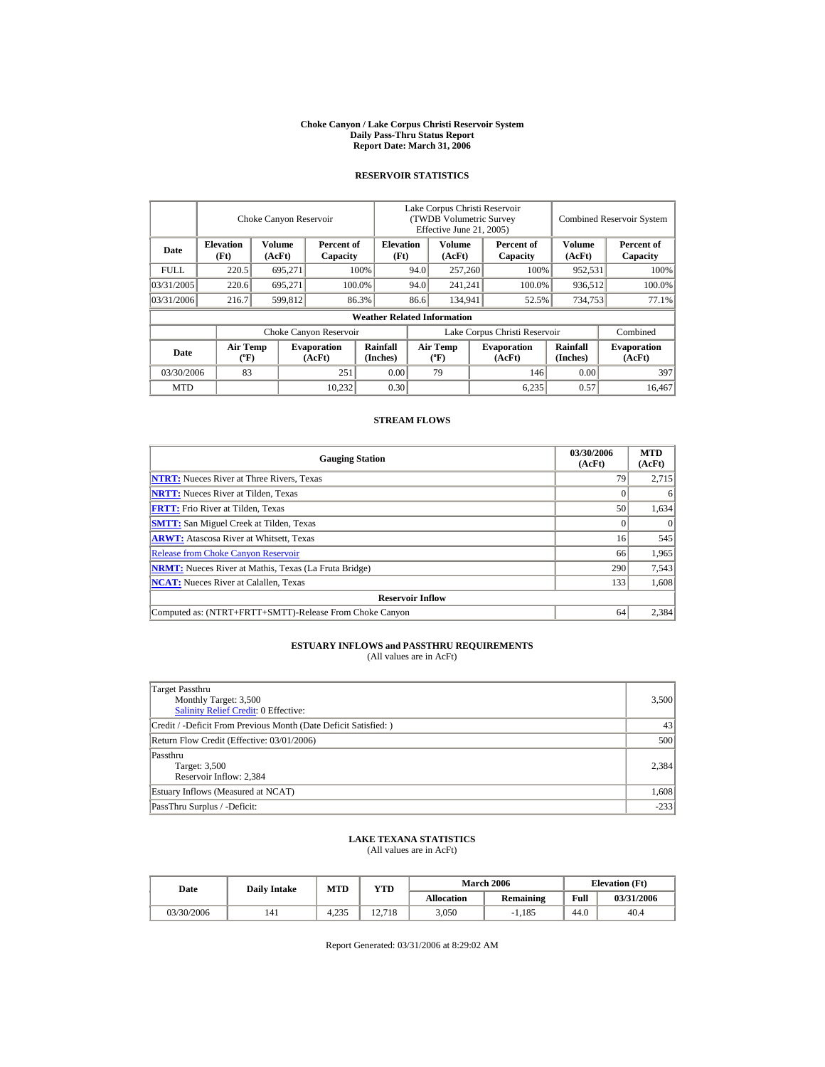**Choke Canyon / Lake Corpus Christi Reservoir System**
**Daily Pass-Thru Status Report**
**Report Date: March 31, 2006**

## RESERVOIR STATISTICS

| Date | Choke Canyon Reservoir | | | Lake Corpus Christi Reservoir (TWDB Volumetric Survey Effective June 21, 2005) | | | Combined Reservoir System | |
|---|---|---|---|---|---|---|---|---|
| | Elevation (Ft) | Volume (AcFt) | Percent of Capacity | Elevation (Ft) | Volume (AcFt) | Percent of Capacity | Volume (AcFt) | Percent of Capacity |
| FULL | 220.5 | 695,271 | 100% | 94.0 | 257,260 | 100% | 952,531 | 100% |
| 03/31/2005 | 220.6 | 695,271 | 100.0% | 94.0 | 241,241 | 100.0% | 936,512 | 100.0% |
| 03/31/2006 | 216.7 | 599,812 | 86.3% | 86.6 | 134,941 | 52.5% | 734,753 | 77.1% |

**Weather Related Information**

| Date | Choke Canyon Reservoir | | | Lake Corpus Christi Reservoir | | | Combined |
|---|---|---|---|---|---|---|---|
| | Air Temp (ºF) | Evaporation (AcFt) | Rainfall (Inches) | Air Temp (ºF) | Evaporation (AcFt) | Rainfall (Inches) | Evaporation (AcFt) |
| 03/30/2006 | 83 | 251 | 0.00 | 79 | 146 | 0.00 | 397 |
| MTD | | 10,232 | 0.30 | | 6,235 | 0.57 | 16,467 |

## STREAM FLOWS

| Gauging Station | 03/30/2006 (AcFt) | MTD (AcFt) |
|---|---|---|
| **NTRT:** Nueces River at Three Rivers, Texas | 79 | 2,715 |
| **NRTT:** Nueces River at Tilden, Texas | 0 | 6 |
| **FRTT:** Frio River at Tilden, Texas | 50 | 1,634 |
| **SMTT:** San Miguel Creek at Tilden, Texas | 0 | 0 |
| **ARWT:** Atascosa River at Whitsett, Texas | 16 | 545 |
| Release from Choke Canyon Reservoir | 66 | 1,965 |
| **NRMT:** Nueces River at Mathis, Texas (La Fruta Bridge) | 290 | 7,543 |
| **NCAT:** Nueces River at Calallen, Texas | 133 | 1,608 |
| **Reservoir Inflow** | | |
| Computed as: (NTRT+FRTT+SMTT)-Release From Choke Canyon | 64 | 2,384 |

## ESTUARY INFLOWS and PASSTHRU REQUIREMENTS

(All values are in AcFt)

| | |
|---|---|
| Target Passthru<br>Monthly Target: 3,500<br>Salinity Relief Credit: 0 Effective: | 3,500 |
| Credit / -Deficit From Previous Month (Date Deficit Satisfied: ) | 43 |
| Return Flow Credit (Effective: 03/01/2006) | 500 |
| Passthru<br>Target: 3,500<br>Reservoir Inflow: 2,384 | 2,384 |
| Estuary Inflows (Measured at NCAT) | 1,608 |
| PassThru Surplus / -Deficit: | -233 |

## LAKE TEXANA STATISTICS

(All values are in AcFt)

| Date | Daily Intake | MTD | YTD | March 2006 | | Elevation (Ft) | |
|---|---|---|---|---|---|---|---|
| | | | | Allocation | Remaining | Full | 03/31/2006 |
| 03/30/2006 | 141 | 4,235 | 12,718 | 3,050 | -1,185 | 44.0 | 40.4 |

Report Generated: 03/31/2006 at 8:29:02 AM